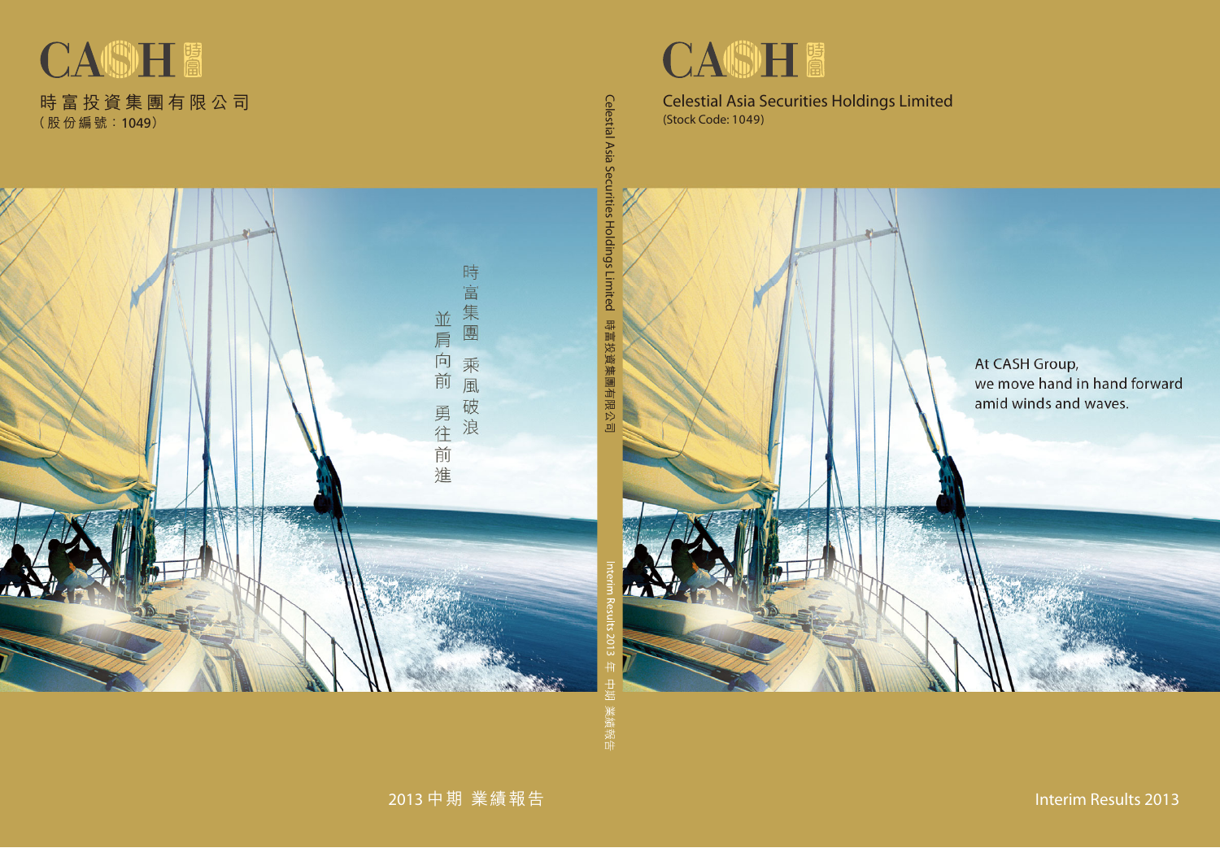# CASH 時富

時富投資集團有限公司
（股份編號：1049）

時富集團 乘風破浪
並肩向前 勇往前進

2013 中期 業績報告

Celestial Asia Securities Holdings Limited 時富投資集團有限公司

Interim Results 2013 年 中期 業績報告

# CASH 時富

Celestial Asia Securities Holdings Limited
(Stock Code: 1049)

At CASH Group,
we move hand in hand forward
amid winds and waves.

Interim Results 2013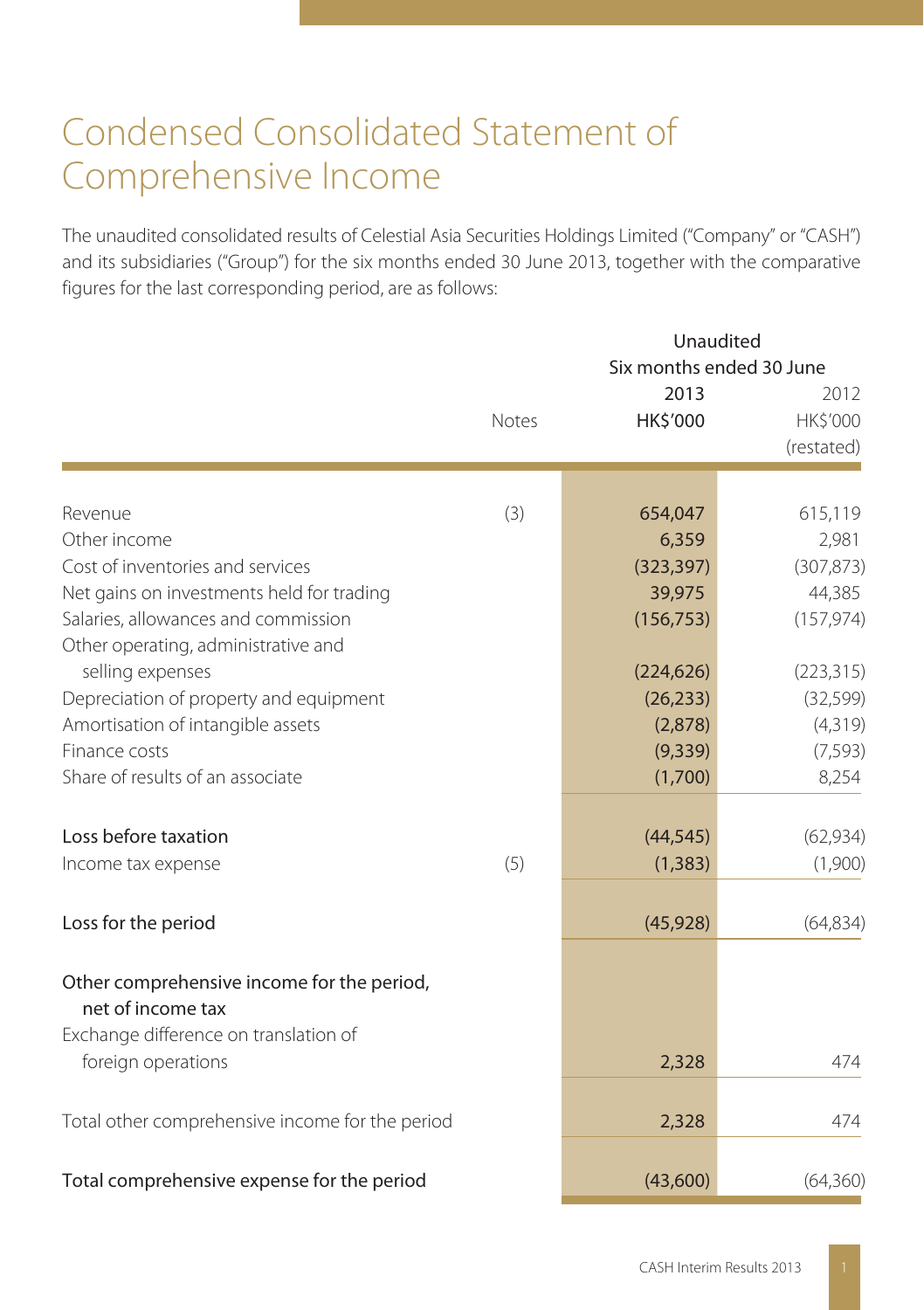# Condensed Consolidated Statement of Comprehensive Income

The unaudited consolidated results of Celestial Asia Securities Holdings Limited ("Company" or "CASH") and its subsidiaries ("Group") for the six months ended 30 June 2013, together with the comparative figures for the last corresponding period, are as follows:

| | Notes | Unaudited Six months ended 30 June 2013 HK$'000 | 2012 HK$'000 (restated) |
|---|---|---|---|
| Revenue | (3) | **654,047** | 615,119 |
| Other income | | **6,359** | 2,981 |
| Cost of inventories and services | | **(323,397)** | (307,873) |
| Net gains on investments held for trading | | **39,975** | 44,385 |
| Salaries, allowances and commission | | **(156,753)** | (157,974) |
| Other operating, administrative and selling expenses | | **(224,626)** | (223,315) |
| Depreciation of property and equipment | | **(26,233)** | (32,599) |
| Amortisation of intangible assets | | **(2,878)** | (4,319) |
| Finance costs | | **(9,339)** | (7,593) |
| Share of results of an associate | | **(1,700)** | 8,254 |
| **Loss before taxation** | | **(44,545)** | (62,934) |
| Income tax expense | (5) | **(1,383)** | (1,900) |
| **Loss for the period** | | **(45,928)** | (64,834) |
| **Other comprehensive income for the period, net of income tax** | | | |
| Exchange difference on translation of foreign operations | | **2,328** | 474 |
| Total other comprehensive income for the period | | **2,328** | 474 |
| **Total comprehensive expense for the period** | | **(43,600)** | (64,360) |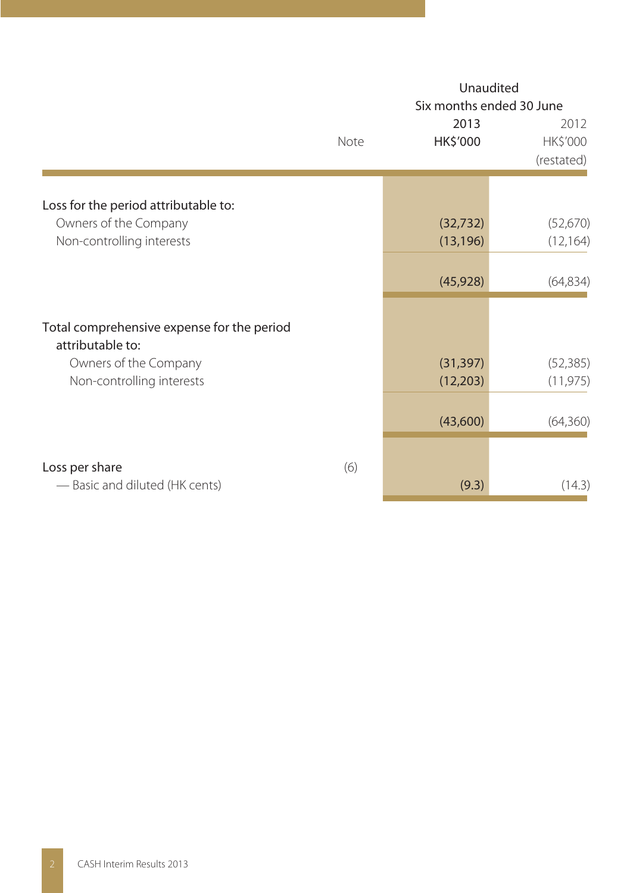| | Note | Unaudited Six months ended 30 June 2013 HK$'000 | 2012 HK$'000 (restated) |
|---|---|---|---|
| Loss for the period attributable to: | | | |
| Owners of the Company | | (32,732) | (52,670) |
| Non-controlling interests | | (13,196) | (12,164) |
| | | (45,928) | (64,834) |
| Total comprehensive expense for the period attributable to: | | | |
| Owners of the Company | | (31,397) | (52,385) |
| Non-controlling interests | | (12,203) | (11,975) |
| | | (43,600) | (64,360) |
| Loss per share | (6) | | |
| — Basic and diluted (HK cents) | | (9.3) | (14.3) |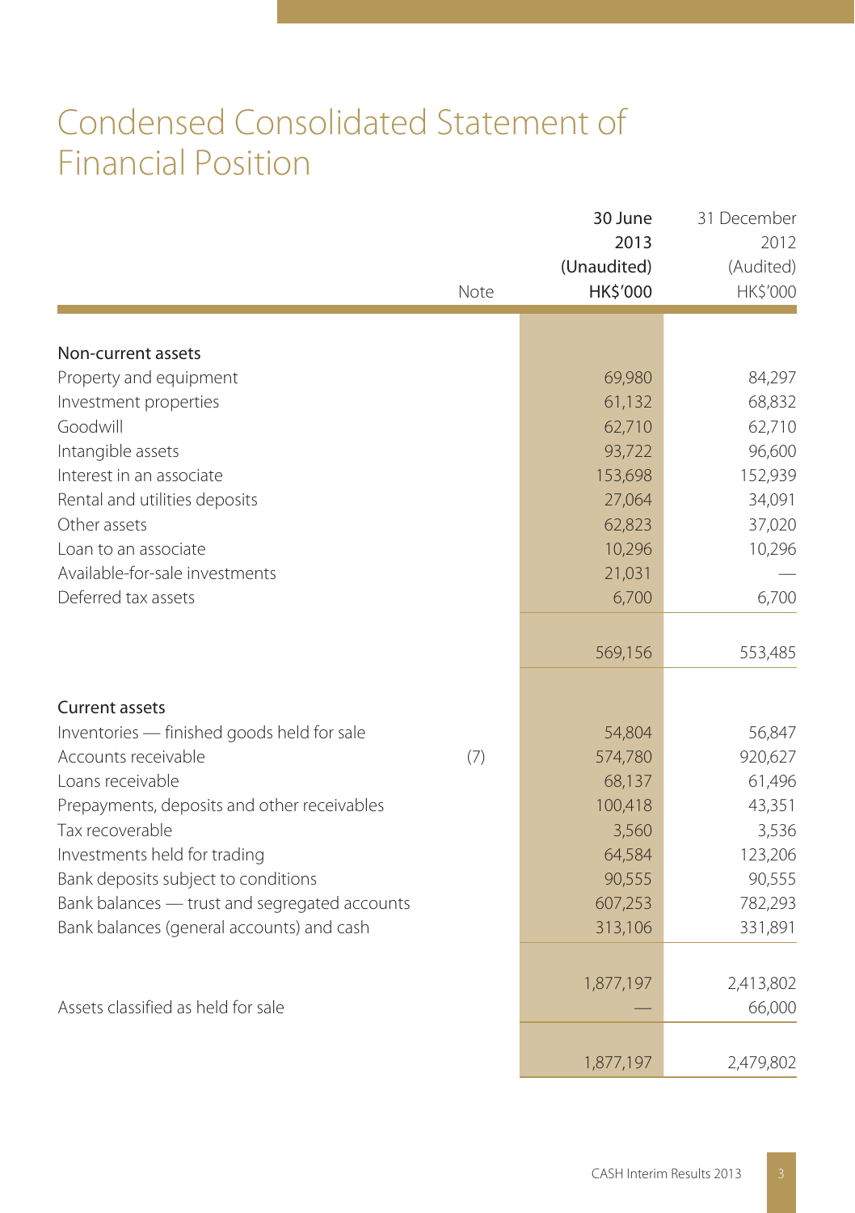# Condensed Consolidated Statement of Financial Position

| | Note | 30 June 2013 (Unaudited) HK$'000 | 31 December 2012 (Audited) HK$'000 |
|---|---|---|---|
| **Non-current assets** | | | |
| Property and equipment | | 69,980 | 84,297 |
| Investment properties | | 61,132 | 68,832 |
| Goodwill | | 62,710 | 62,710 |
| Intangible assets | | 93,722 | 96,600 |
| Interest in an associate | | 153,698 | 152,939 |
| Rental and utilities deposits | | 27,064 | 34,091 |
| Other assets | | 62,823 | 37,020 |
| Loan to an associate | | 10,296 | 10,296 |
| Available-for-sale investments | | 21,031 | — |
| Deferred tax assets | | 6,700 | 6,700 |
| | | 569,156 | 553,485 |
| **Current assets** | | | |
| Inventories — finished goods held for sale | | 54,804 | 56,847 |
| Accounts receivable | (7) | 574,780 | 920,627 |
| Loans receivable | | 68,137 | 61,496 |
| Prepayments, deposits and other receivables | | 100,418 | 43,351 |
| Tax recoverable | | 3,560 | 3,536 |
| Investments held for trading | | 64,584 | 123,206 |
| Bank deposits subject to conditions | | 90,555 | 90,555 |
| Bank balances — trust and segregated accounts | | 607,253 | 782,293 |
| Bank balances (general accounts) and cash | | 313,106 | 331,891 |
| | | 1,877,197 | 2,413,802 |
| Assets classified as held for sale | | — | 66,000 |
| | | 1,877,197 | 2,479,802 |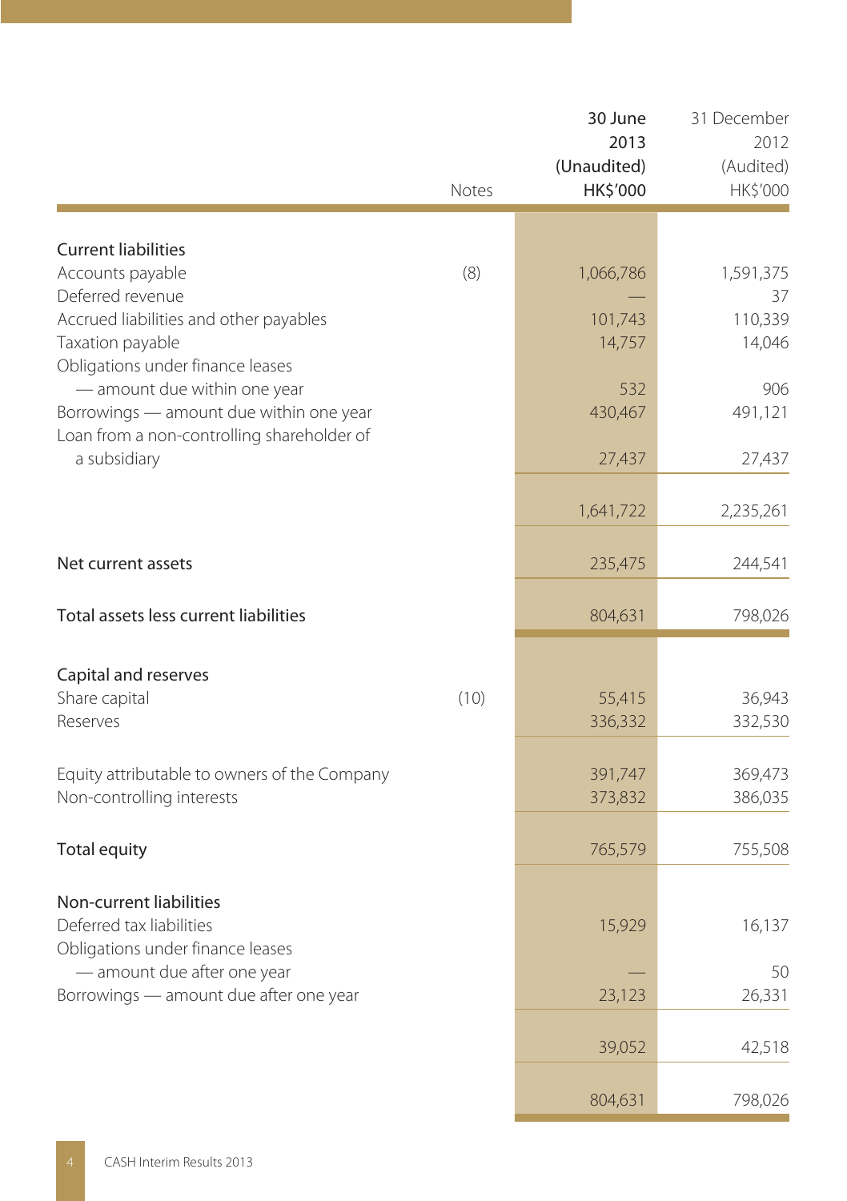| | Notes | 30 June 2013 (Unaudited) HK$'000 | 31 December 2012 (Audited) HK$'000 |
|---|---|---|---|
| **Current liabilities** | | | |
| Accounts payable | (8) | 1,066,786 | 1,591,375 |
| Deferred revenue | | — | 37 |
| Accrued liabilities and other payables | | 101,743 | 110,339 |
| Taxation payable | | 14,757 | 14,046 |
| Obligations under finance leases — amount due within one year | | 532 | 906 |
| Borrowings — amount due within one year | | 430,467 | 491,121 |
| Loan from a non-controlling shareholder of a subsidiary | | 27,437 | 27,437 |
| | | 1,641,722 | 2,235,261 |
| **Net current assets** | | 235,475 | 244,541 |
| **Total assets less current liabilities** | | 804,631 | 798,026 |
| **Capital and reserves** | | | |
| Share capital | (10) | 55,415 | 36,943 |
| Reserves | | 336,332 | 332,530 |
| Equity attributable to owners of the Company | | 391,747 | 369,473 |
| Non-controlling interests | | 373,832 | 386,035 |
| **Total equity** | | 765,579 | 755,508 |
| **Non-current liabilities** | | | |
| Deferred tax liabilities | | 15,929 | 16,137 |
| Obligations under finance leases — amount due after one year | | — | 50 |
| Borrowings — amount due after one year | | 23,123 | 26,331 |
| | | 39,052 | 42,518 |
| | | 804,631 | 798,026 |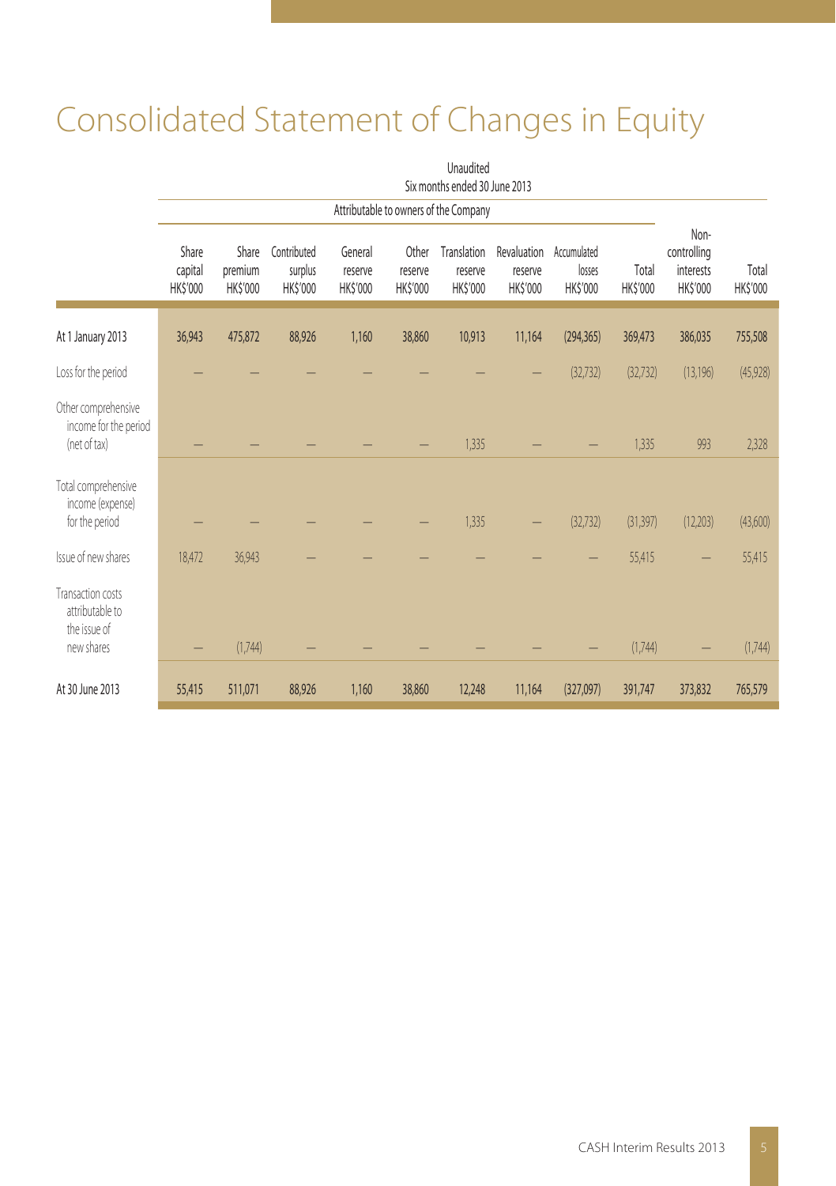# Consolidated Statement of Changes in Equity

| | Unaudited | | | | | | | | | | |
|---|---|---|---|---|---|---|---|---|---|---|---|
| | Six months ended 30 June 2013 | | | | | | | | | | |
| | Attributable to owners of the Company | | | | | | | | | | |
| | Share capital HK$'000 | Share premium HK$'000 | Contributed surplus HK$'000 | General reserve HK$'000 | Other reserve HK$'000 | Translation reserve HK$'000 | Revaluation reserve HK$'000 | Accumulated losses HK$'000 | Total HK$'000 | Non-controlling interests HK$'000 | Total HK$'000 |
| At 1 January 2013 | 36,943 | 475,872 | 88,926 | 1,160 | 38,860 | 10,913 | 11,164 | (294,365) | 369,473 | 386,035 | 755,508 |
| Loss for the period | – | – | – | – | – | – | – | (32,732) | (32,732) | (13,196) | (45,928) |
| Other comprehensive income for the period (net of tax) | – | – | – | – | – | 1,335 | – | – | 1,335 | 993 | 2,328 |
| Total comprehensive income (expense) for the period | – | – | – | – | – | 1,335 | – | (32,732) | (31,397) | (12,203) | (43,600) |
| Issue of new shares | 18,472 | 36,943 | – | – | – | – | – | – | 55,415 | – | 55,415 |
| Transaction costs attributable to the issue of new shares | – | (1,744) | – | – | – | – | – | – | (1,744) | – | (1,744) |
| At 30 June 2013 | 55,415 | 511,071 | 88,926 | 1,160 | 38,860 | 12,248 | 11,164 | (327,097) | 391,747 | 373,832 | 765,579 |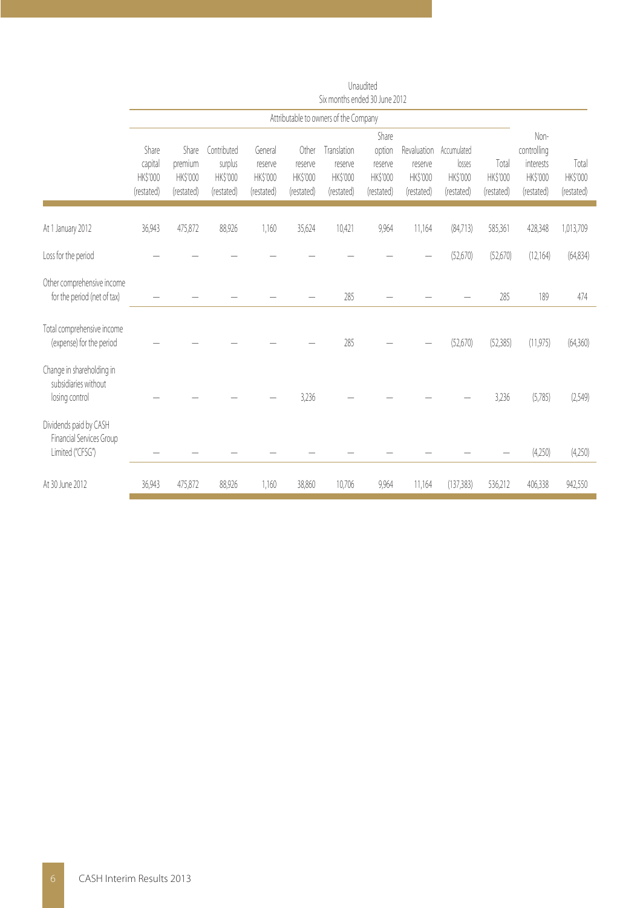| | Unaudited Six months ended 30 June 2012 | | | | | | | | | | | |
|---|---|---|---|---|---|---|---|---|---|---|---|---|
| | Attributable to owners of the Company | | | | | | | | | | | |
| | Share capital HK$'000 (restated) | Share premium HK$'000 (restated) | Contributed surplus HK$'000 (restated) | General reserve HK$'000 (restated) | Other reserve HK$'000 (restated) | Translation reserve HK$'000 (restated) | Share option reserve HK$'000 (restated) | Revaluation reserve HK$'000 (restated) | Accumulated losses HK$'000 (restated) | Total HK$'000 (restated) | Non-controlling interests HK$'000 (restated) | Total HK$'000 (restated) |
| At 1 January 2012 | 36,943 | 475,872 | 88,926 | 1,160 | 35,624 | 10,421 | 9,964 | 11,164 | (84,713) | 585,361 | 428,348 | 1,013,709 |
| Loss for the period | – | – | – | – | – | – | – | – | (52,670) | (52,670) | (12,164) | (64,834) |
| Other comprehensive income for the period (net of tax) | – | – | – | – | – | 285 | – | – | – | 285 | 189 | 474 |
| Total comprehensive income (expense) for the period | – | – | – | – | – | 285 | – | – | (52,670) | (52,385) | (11,975) | (64,360) |
| Change in shareholding in subsidiaries without losing control | – | – | – | – | 3,236 | – | – | – | – | 3,236 | (5,785) | (2,549) |
| Dividends paid by CASH Financial Services Group Limited ("CFSG") | – | – | – | – | – | – | – | – | – | – | (4,250) | (4,250) |
| At 30 June 2012 | 36,943 | 475,872 | 88,926 | 1,160 | 38,860 | 10,706 | 9,964 | 11,164 | (137,383) | 536,212 | 406,338 | 942,550 |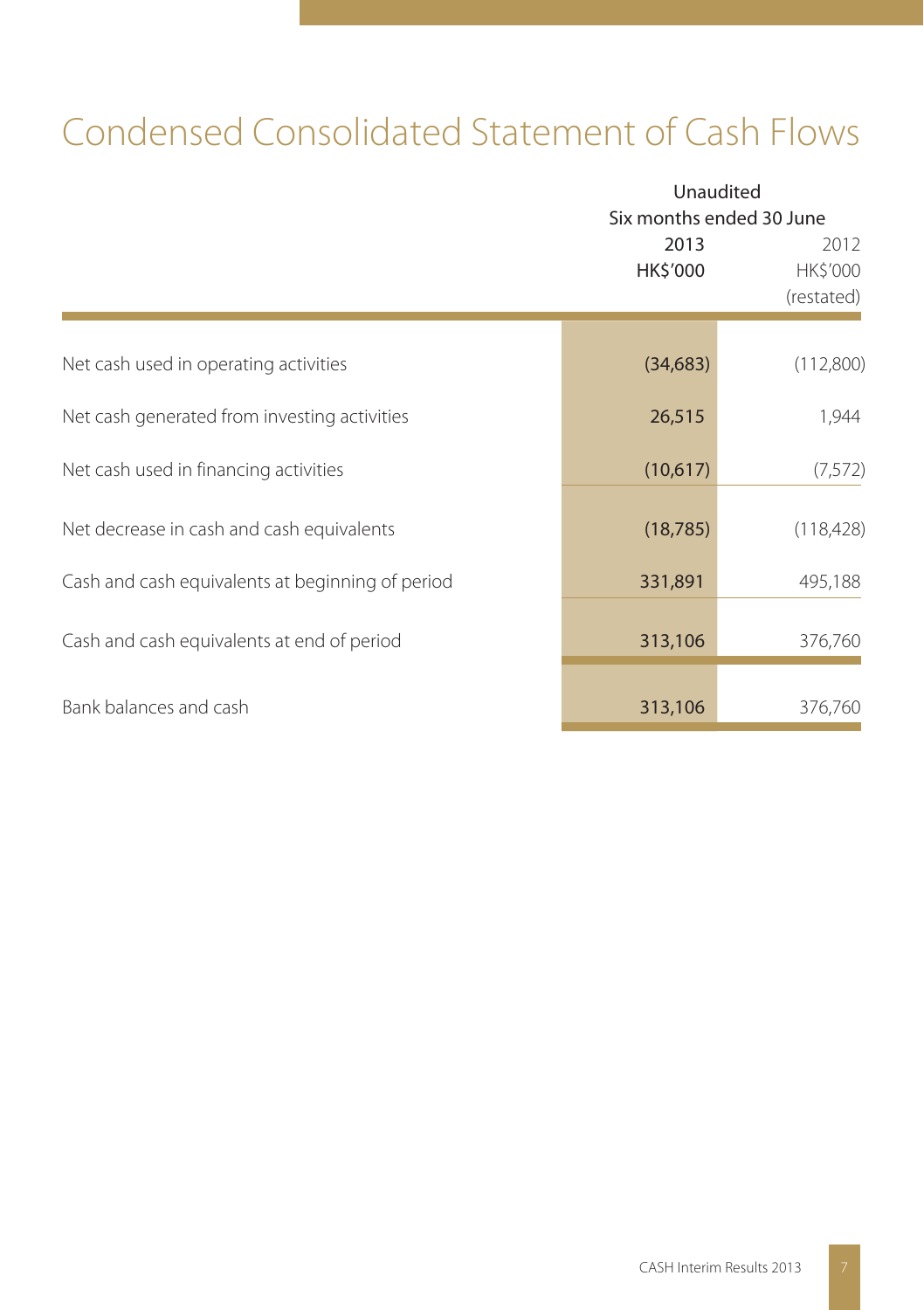# Condensed Consolidated Statement of Cash Flows

| | Unaudited | |
|---|---|---|
| | Six months ended 30 June | |
| | 2013 | 2012 |
| | HK$'000 | HK$'000 (restated) |
| Net cash used in operating activities | (34,683) | (112,800) |
| Net cash generated from investing activities | 26,515 | 1,944 |
| Net cash used in financing activities | (10,617) | (7,572) |
| Net decrease in cash and cash equivalents | (18,785) | (118,428) |
| Cash and cash equivalents at beginning of period | 331,891 | 495,188 |
| Cash and cash equivalents at end of period | 313,106 | 376,760 |
| Bank balances and cash | 313,106 | 376,760 |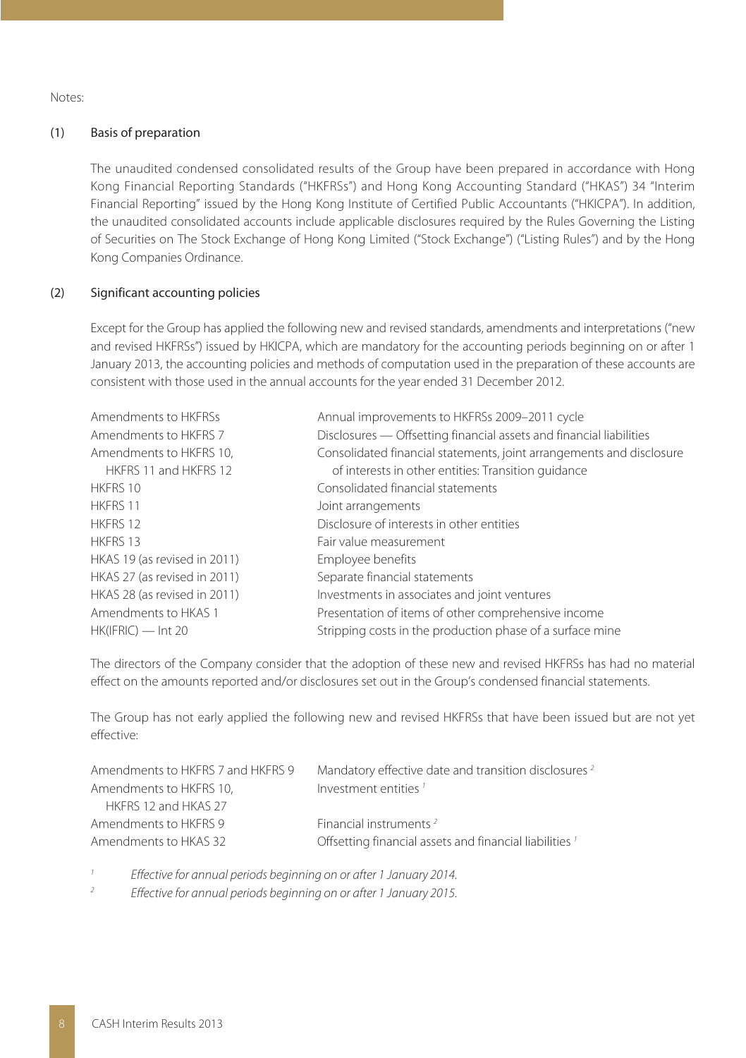Notes:

## (1) Basis of preparation

The unaudited condensed consolidated results of the Group have been prepared in accordance with Hong Kong Financial Reporting Standards ("HKFRSs") and Hong Kong Accounting Standard ("HKAS") 34 "Interim Financial Reporting" issued by the Hong Kong Institute of Certified Public Accountants ("HKICPA"). In addition, the unaudited consolidated accounts include applicable disclosures required by the Rules Governing the Listing of Securities on The Stock Exchange of Hong Kong Limited ("Stock Exchange") ("Listing Rules") and by the Hong Kong Companies Ordinance.

## (2) Significant accounting policies

Except for the Group has applied the following new and revised standards, amendments and interpretations ("new and revised HKFRSs") issued by HKICPA, which are mandatory for the accounting periods beginning on or after 1 January 2013, the accounting policies and methods of computation used in the preparation of these accounts are consistent with those used in the annual accounts for the year ended 31 December 2012.

| | |
|---|---|
| Amendments to HKFRSs | Annual improvements to HKFRSs 2009–2011 cycle |
| Amendments to HKFRS 7 | Disclosures — Offsetting financial assets and financial liabilities |
| Amendments to HKFRS 10, HKFRS 11 and HKFRS 12 | Consolidated financial statements, joint arrangements and disclosure of interests in other entities: Transition guidance |
| HKFRS 10 | Consolidated financial statements |
| HKFRS 11 | Joint arrangements |
| HKFRS 12 | Disclosure of interests in other entities |
| HKFRS 13 | Fair value measurement |
| HKAS 19 (as revised in 2011) | Employee benefits |
| HKAS 27 (as revised in 2011) | Separate financial statements |
| HKAS 28 (as revised in 2011) | Investments in associates and joint ventures |
| Amendments to HKAS 1 | Presentation of items of other comprehensive income |
| HK(IFRIC) — Int 20 | Stripping costs in the production phase of a surface mine |

The directors of the Company consider that the adoption of these new and revised HKFRSs has had no material effect on the amounts reported and/or disclosures set out in the Group's condensed financial statements.

The Group has not early applied the following new and revised HKFRSs that have been issued but are not yet effective:

| | |
|---|---|
| Amendments to HKFRS 7 and HKFRS 9 | Mandatory effective date and transition disclosures [2] |
| Amendments to HKFRS 10, HKFRS 12 and HKAS 27 | Investment entities [1] |
| Amendments to HKFRS 9 | Financial instruments [2] |
| Amendments to HKAS 32 | Offsetting financial assets and financial liabilities [1] |

[1] *Effective for annual periods beginning on or after 1 January 2014.*

[2] *Effective for annual periods beginning on or after 1 January 2015.*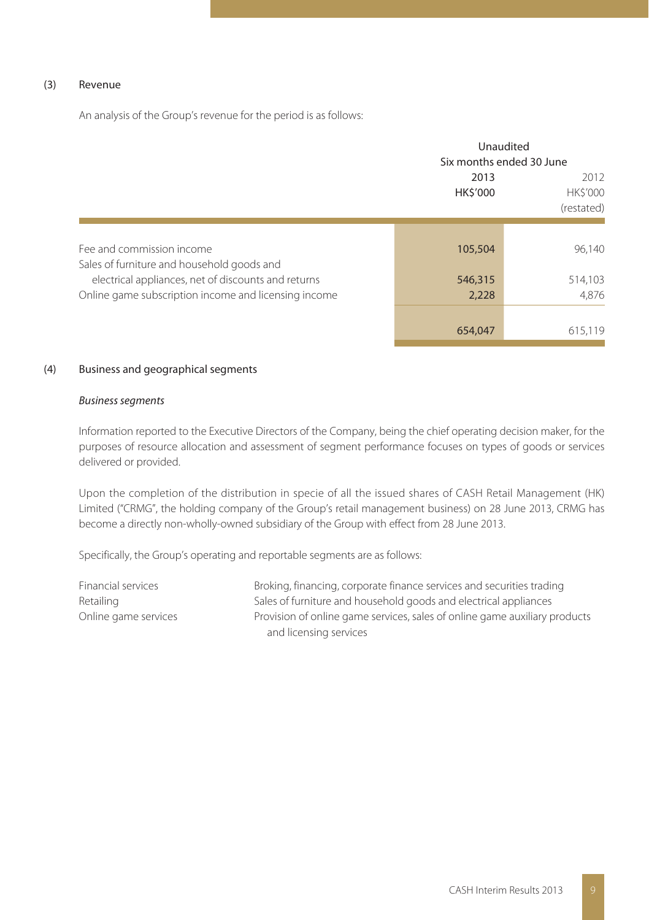## (3) Revenue

An analysis of the Group's revenue for the period is as follows:

| | Unaudited | |
|---|---|---|
| | Six months ended 30 June | |
| | 2013 | 2012 |
| | HK$'000 | HK$'000 (restated) |
| Fee and commission income | 105,504 | 96,140 |
| Sales of furniture and household goods and electrical appliances, net of discounts and returns | 546,315 | 514,103 |
| Online game subscription income and licensing income | 2,228 | 4,876 |
| | 654,047 | 615,119 |

## (4) Business and geographical segments

*Business segments*

Information reported to the Executive Directors of the Company, being the chief operating decision maker, for the purposes of resource allocation and assessment of segment performance focuses on types of goods or services delivered or provided.

Upon the completion of the distribution in specie of all the issued shares of CASH Retail Management (HK) Limited ("CRMG", the holding company of the Group's retail management business) on 28 June 2013, CRMG has become a directly non-wholly-owned subsidiary of the Group with effect from 28 June 2013.

Specifically, the Group's operating and reportable segments are as follows:

| | |
|---|---|
| Financial services | Broking, financing, corporate finance services and securities trading |
| Retailing | Sales of furniture and household goods and electrical appliances |
| Online game services | Provision of online game services, sales of online game auxiliary products and licensing services |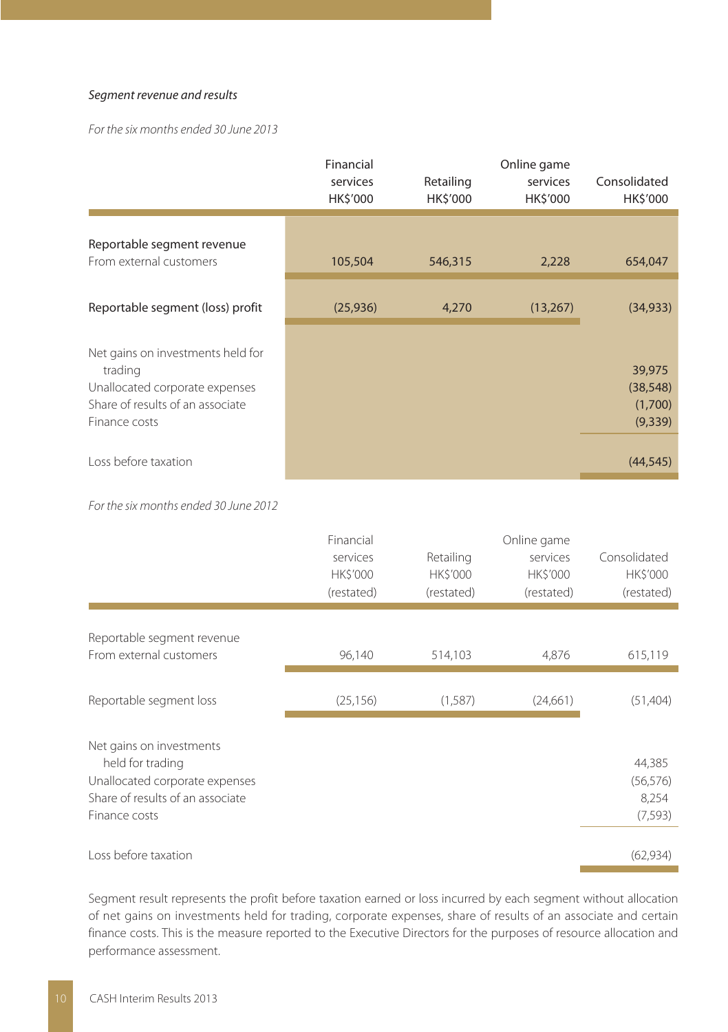*Segment revenue and results*

*For the six months ended 30 June 2013*

| | Financial services HK$'000 | Retailing HK$'000 | Online game services HK$'000 | Consolidated HK$'000 |
|---|---|---|---|---|
| Reportable segment revenue | | | | |
| From external customers | 105,504 | 546,315 | 2,228 | 654,047 |
| Reportable segment (loss) profit | (25,936) | 4,270 | (13,267) | (34,933) |
| Net gains on investments held for trading | | | | 39,975 |
| Unallocated corporate expenses | | | | (38,548) |
| Share of results of an associate | | | | (1,700) |
| Finance costs | | | | (9,339) |
| Loss before taxation | | | | (44,545) |

*For the six months ended 30 June 2012*

| | Financial services HK$'000 (restated) | Retailing HK$'000 (restated) | Online game services HK$'000 (restated) | Consolidated HK$'000 (restated) |
|---|---|---|---|---|
| Reportable segment revenue | | | | |
| From external customers | 96,140 | 514,103 | 4,876 | 615,119 |
| Reportable segment loss | (25,156) | (1,587) | (24,661) | (51,404) |
| Net gains on investments held for trading | | | | 44,385 |
| Unallocated corporate expenses | | | | (56,576) |
| Share of results of an associate | | | | 8,254 |
| Finance costs | | | | (7,593) |
| Loss before taxation | | | | (62,934) |

Segment result represents the profit before taxation earned or loss incurred by each segment without allocation of net gains on investments held for trading, corporate expenses, share of results of an associate and certain finance costs. This is the measure reported to the Executive Directors for the purposes of resource allocation and performance assessment.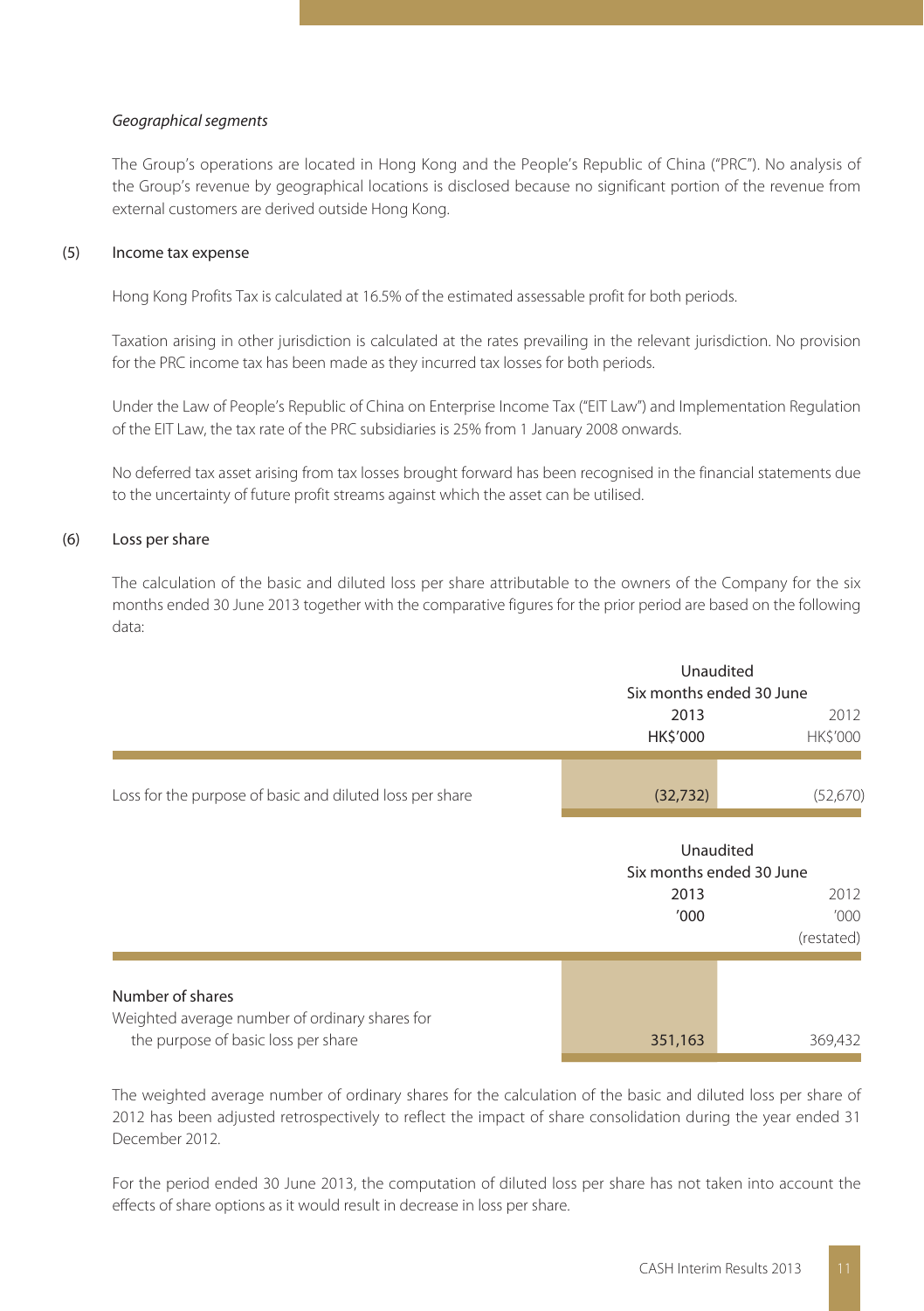*Geographical segments*

The Group's operations are located in Hong Kong and the People's Republic of China ("PRC"). No analysis of the Group's revenue by geographical locations is disclosed because no significant portion of the revenue from external customers are derived outside Hong Kong.

## (5) Income tax expense

Hong Kong Profits Tax is calculated at 16.5% of the estimated assessable profit for both periods.

Taxation arising in other jurisdiction is calculated at the rates prevailing in the relevant jurisdiction. No provision for the PRC income tax has been made as they incurred tax losses for both periods.

Under the Law of People's Republic of China on Enterprise Income Tax ("EIT Law") and Implementation Regulation of the EIT Law, the tax rate of the PRC subsidiaries is 25% from 1 January 2008 onwards.

No deferred tax asset arising from tax losses brought forward has been recognised in the financial statements due to the uncertainty of future profit streams against which the asset can be utilised.

## (6) Loss per share

The calculation of the basic and diluted loss per share attributable to the owners of the Company for the six months ended 30 June 2013 together with the comparative figures for the prior period are based on the following data:

| | Unaudited<br>Six months ended 30 June | |
|---|---|---|
| | 2013<br>HK$'000 | 2012<br>HK$'000 |
| Loss for the purpose of basic and diluted loss per share | (32,732) | (52,670) |

| | Unaudited<br>Six months ended 30 June | |
|---|---|---|
| | 2013<br>'000 | 2012<br>'000<br>(restated) |
| **Number of shares** | | |
| Weighted average number of ordinary shares for the purpose of basic loss per share | 351,163 | 369,432 |

The weighted average number of ordinary shares for the calculation of the basic and diluted loss per share of 2012 has been adjusted retrospectively to reflect the impact of share consolidation during the year ended 31 December 2012.

For the period ended 30 June 2013, the computation of diluted loss per share has not taken into account the effects of share options as it would result in decrease in loss per share.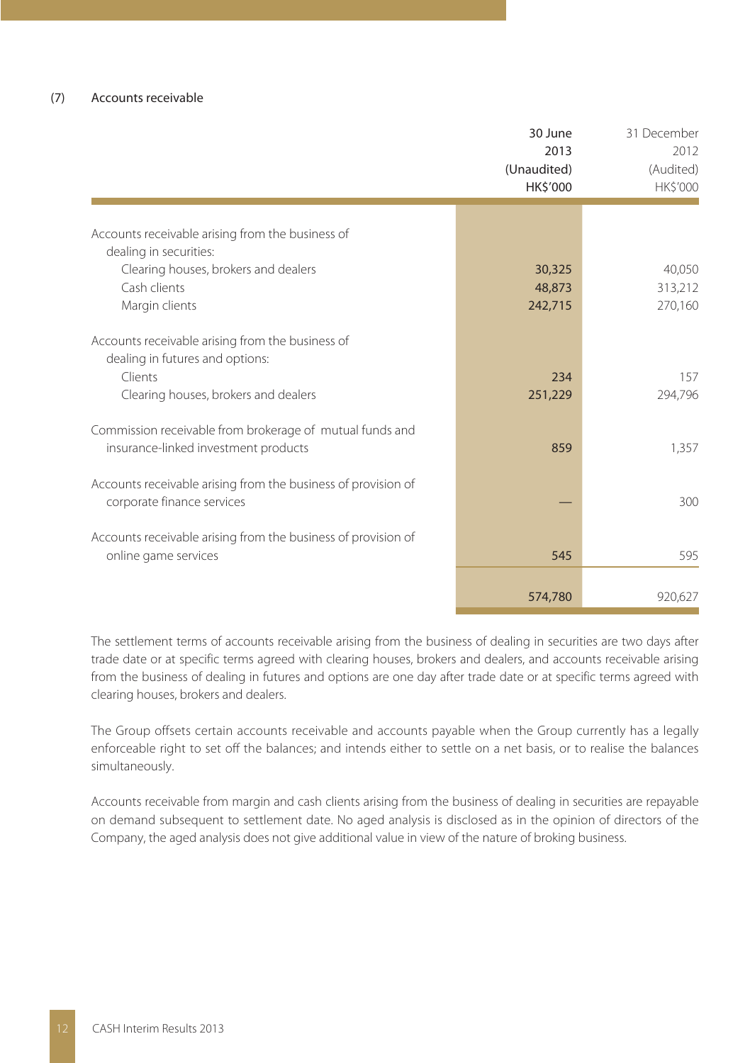### (7) Accounts receivable

| | 30 June 2013 (Unaudited) HK$'000 | 31 December 2012 (Audited) HK$'000 |
|---|---|---|
| Accounts receivable arising from the business of dealing in securities: | | |
| Clearing houses, brokers and dealers | **30,325** | 40,050 |
| Cash clients | **48,873** | 313,212 |
| Margin clients | **242,715** | 270,160 |
| Accounts receivable arising from the business of dealing in futures and options: | | |
| Clients | **234** | 157 |
| Clearing houses, brokers and dealers | **251,229** | 294,796 |
| Commission receivable from brokerage of mutual funds and insurance-linked investment products | **859** | 1,357 |
| Accounts receivable arising from the business of provision of corporate finance services | **—** | 300 |
| Accounts receivable arising from the business of provision of online game services | **545** | 595 |
| | **574,780** | 920,627 |

The settlement terms of accounts receivable arising from the business of dealing in securities are two days after trade date or at specific terms agreed with clearing houses, brokers and dealers, and accounts receivable arising from the business of dealing in futures and options are one day after trade date or at specific terms agreed with clearing houses, brokers and dealers.

The Group offsets certain accounts receivable and accounts payable when the Group currently has a legally enforceable right to set off the balances; and intends either to settle on a net basis, or to realise the balances simultaneously.

Accounts receivable from margin and cash clients arising from the business of dealing in securities are repayable on demand subsequent to settlement date. No aged analysis is disclosed as in the opinion of directors of the Company, the aged analysis does not give additional value in view of the nature of broking business.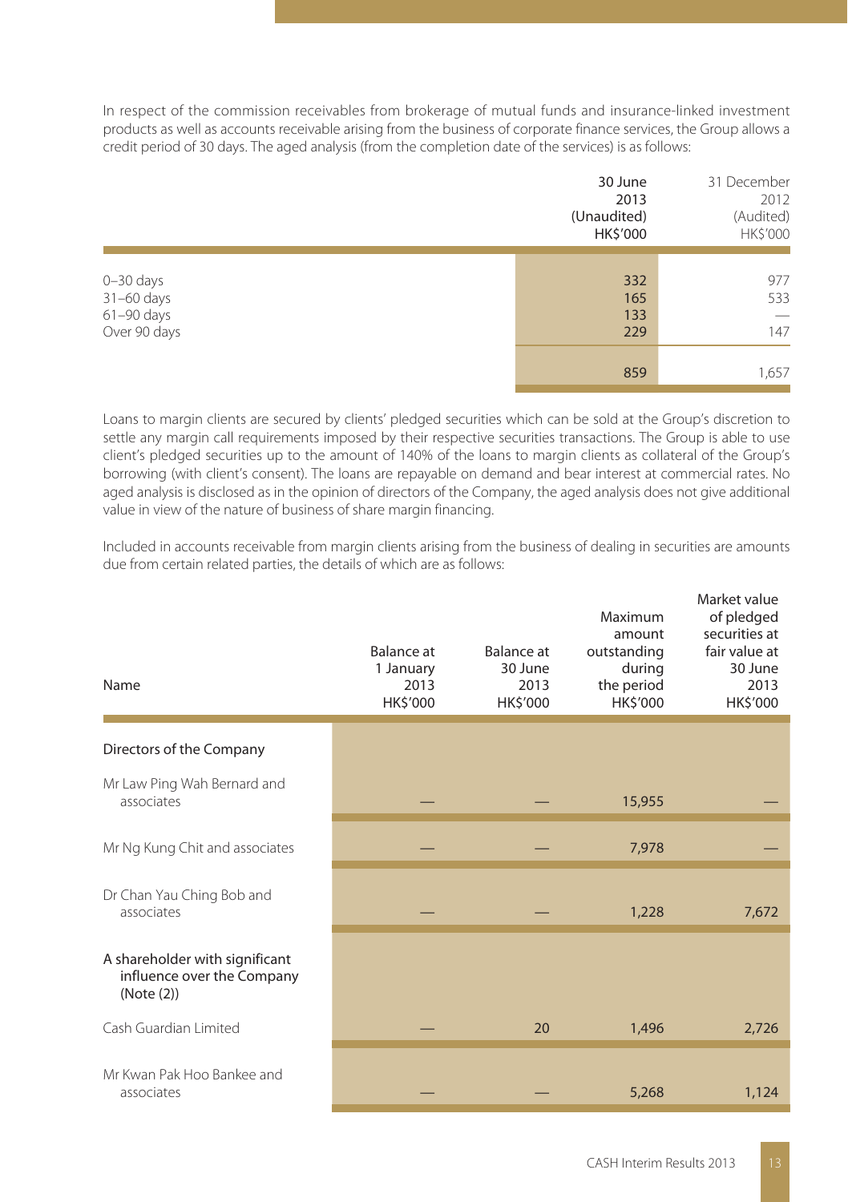In respect of the commission receivables from brokerage of mutual funds and insurance-linked investment products as well as accounts receivable arising from the business of corporate finance services, the Group allows a credit period of 30 days. The aged analysis (from the completion date of the services) is as follows:

| | 30 June 2013 (Unaudited) HK$'000 | 31 December 2012 (Audited) HK$'000 |
|---|---|---|
| 0–30 days | 332 | 977 |
| 31–60 days | 165 | 533 |
| 61–90 days | 133 | — |
| Over 90 days | 229 | 147 |
| | 859 | 1,657 |

Loans to margin clients are secured by clients' pledged securities which can be sold at the Group's discretion to settle any margin call requirements imposed by their respective securities transactions. The Group is able to use client's pledged securities up to the amount of 140% of the loans to margin clients as collateral of the Group's borrowing (with client's consent). The loans are repayable on demand and bear interest at commercial rates. No aged analysis is disclosed as in the opinion of directors of the Company, the aged analysis does not give additional value in view of the nature of business of share margin financing.

Included in accounts receivable from margin clients arising from the business of dealing in securities are amounts due from certain related parties, the details of which are as follows:

| Name | Balance at 1 January 2013 HK$'000 | Balance at 30 June 2013 HK$'000 | Maximum amount outstanding during the period HK$'000 | Market value of pledged securities at fair value at 30 June 2013 HK$'000 |
|---|---|---|---|---|
| Directors of the Company | | | | |
| Mr Law Ping Wah Bernard and associates | — | — | 15,955 | — |
| Mr Ng Kung Chit and associates | — | — | 7,978 | — |
| Dr Chan Yau Ching Bob and associates | — | — | 1,228 | 7,672 |
| A shareholder with significant influence over the Company (Note (2)) | | | | |
| Cash Guardian Limited | — | 20 | 1,496 | 2,726 |
| Mr Kwan Pak Hoo Bankee and associates | — | — | 5,268 | 1,124 |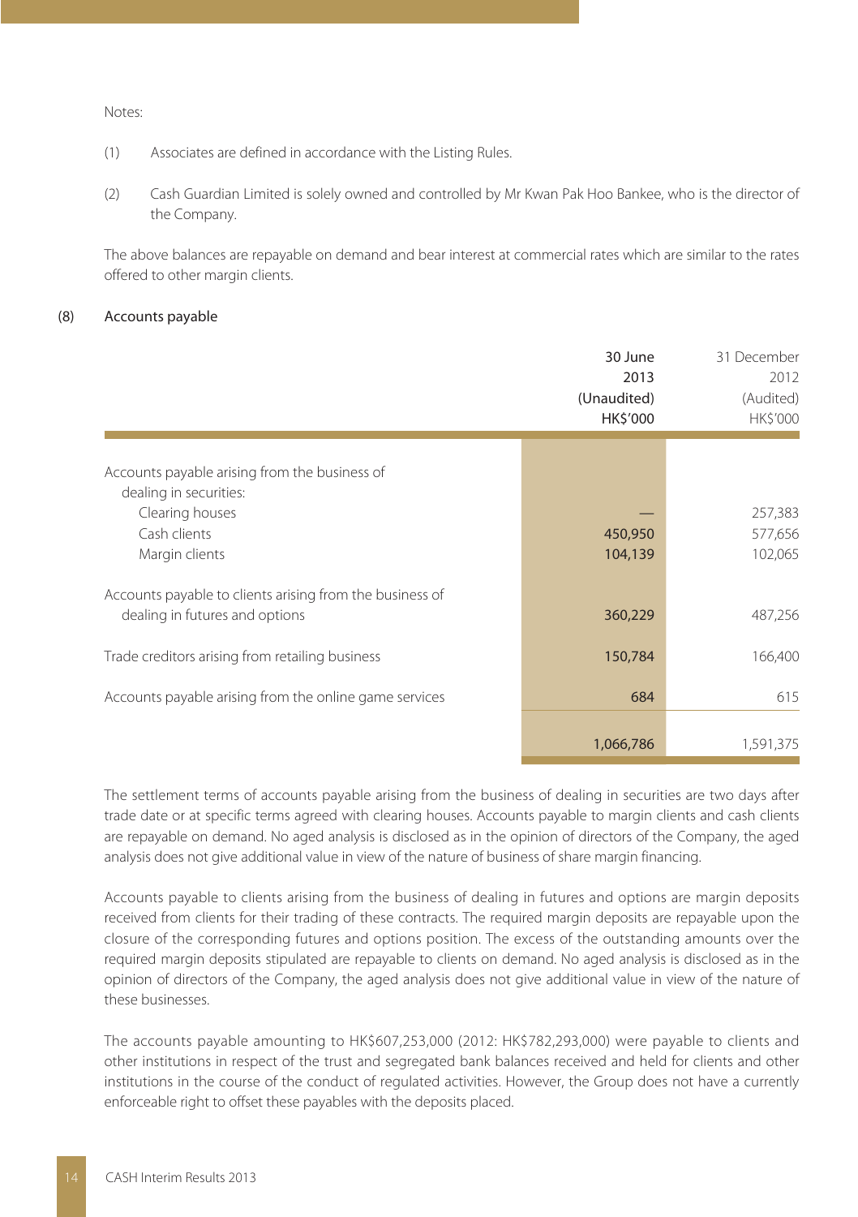Notes:

(1) Associates are defined in accordance with the Listing Rules.

(2) Cash Guardian Limited is solely owned and controlled by Mr Kwan Pak Hoo Bankee, who is the director of the Company.

The above balances are repayable on demand and bear interest at commercial rates which are similar to the rates offered to other margin clients.

## (8) Accounts payable

| | 30 June 2013 (Unaudited) HK$'000 | 31 December 2012 (Audited) HK$'000 |
|---|---|---|
| Accounts payable arising from the business of dealing in securities: | | |
| Clearing houses | — | 257,383 |
| Cash clients | 450,950 | 577,656 |
| Margin clients | 104,139 | 102,065 |
| Accounts payable to clients arising from the business of dealing in futures and options | 360,229 | 487,256 |
| Trade creditors arising from retailing business | 150,784 | 166,400 |
| Accounts payable arising from the online game services | 684 | 615 |
| | 1,066,786 | 1,591,375 |

The settlement terms of accounts payable arising from the business of dealing in securities are two days after trade date or at specific terms agreed with clearing houses. Accounts payable to margin clients and cash clients are repayable on demand. No aged analysis is disclosed as in the opinion of directors of the Company, the aged analysis does not give additional value in view of the nature of business of share margin financing.

Accounts payable to clients arising from the business of dealing in futures and options are margin deposits received from clients for their trading of these contracts. The required margin deposits are repayable upon the closure of the corresponding futures and options position. The excess of the outstanding amounts over the required margin deposits stipulated are repayable to clients on demand. No aged analysis is disclosed as in the opinion of directors of the Company, the aged analysis does not give additional value in view of the nature of these businesses.

The accounts payable amounting to HK$607,253,000 (2012: HK$782,293,000) were payable to clients and other institutions in respect of the trust and segregated bank balances received and held for clients and other institutions in the course of the conduct of regulated activities. However, the Group does not have a currently enforceable right to offset these payables with the deposits placed.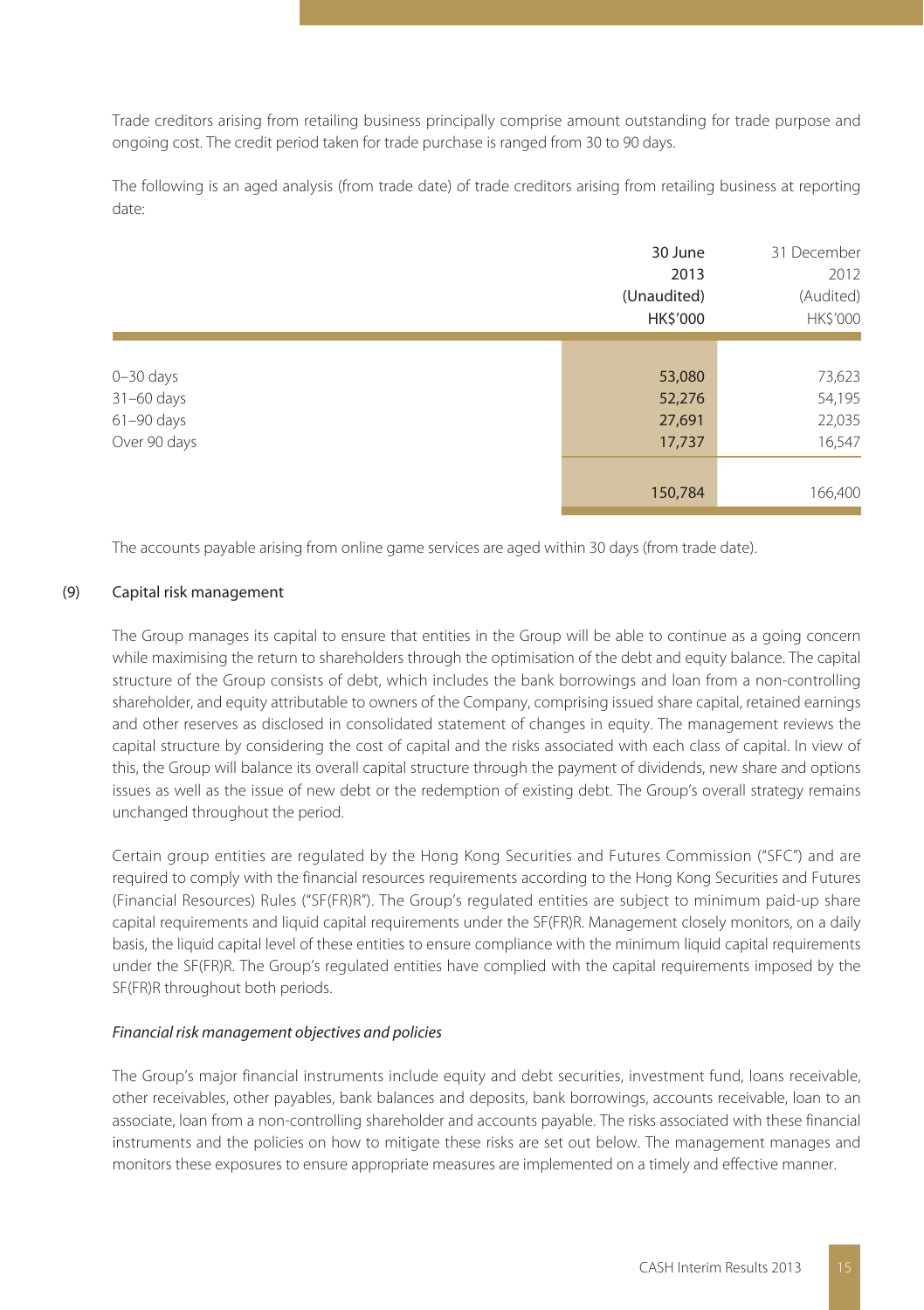Trade creditors arising from retailing business principally comprise amount outstanding for trade purpose and ongoing cost. The credit period taken for trade purchase is ranged from 30 to 90 days.

The following is an aged analysis (from trade date) of trade creditors arising from retailing business at reporting date:

| | 30 June 2013 (Unaudited) HK$'000 | 31 December 2012 (Audited) HK$'000 |
|---|---|---|
| 0–30 days | 53,080 | 73,623 |
| 31–60 days | 52,276 | 54,195 |
| 61–90 days | 27,691 | 22,035 |
| Over 90 days | 17,737 | 16,547 |
| | 150,784 | 166,400 |

The accounts payable arising from online game services are aged within 30 days (from trade date).

## (9) Capital risk management

The Group manages its capital to ensure that entities in the Group will be able to continue as a going concern while maximising the return to shareholders through the optimisation of the debt and equity balance. The capital structure of the Group consists of debt, which includes the bank borrowings and loan from a non-controlling shareholder, and equity attributable to owners of the Company, comprising issued share capital, retained earnings and other reserves as disclosed in consolidated statement of changes in equity. The management reviews the capital structure by considering the cost of capital and the risks associated with each class of capital. In view of this, the Group will balance its overall capital structure through the payment of dividends, new share and options issues as well as the issue of new debt or the redemption of existing debt. The Group's overall strategy remains unchanged throughout the period.

Certain group entities are regulated by the Hong Kong Securities and Futures Commission ("SFC") and are required to comply with the financial resources requirements according to the Hong Kong Securities and Futures (Financial Resources) Rules ("SF(FR)R"). The Group's regulated entities are subject to minimum paid-up share capital requirements and liquid capital requirements under the SF(FR)R. Management closely monitors, on a daily basis, the liquid capital level of these entities to ensure compliance with the minimum liquid capital requirements under the SF(FR)R. The Group's regulated entities have complied with the capital requirements imposed by the SF(FR)R throughout both periods.

*Financial risk management objectives and policies*

The Group's major financial instruments include equity and debt securities, investment fund, loans receivable, other receivables, other payables, bank balances and deposits, bank borrowings, accounts receivable, loan to an associate, loan from a non-controlling shareholder and accounts payable. The risks associated with these financial instruments and the policies on how to mitigate these risks are set out below. The management manages and monitors these exposures to ensure appropriate measures are implemented on a timely and effective manner.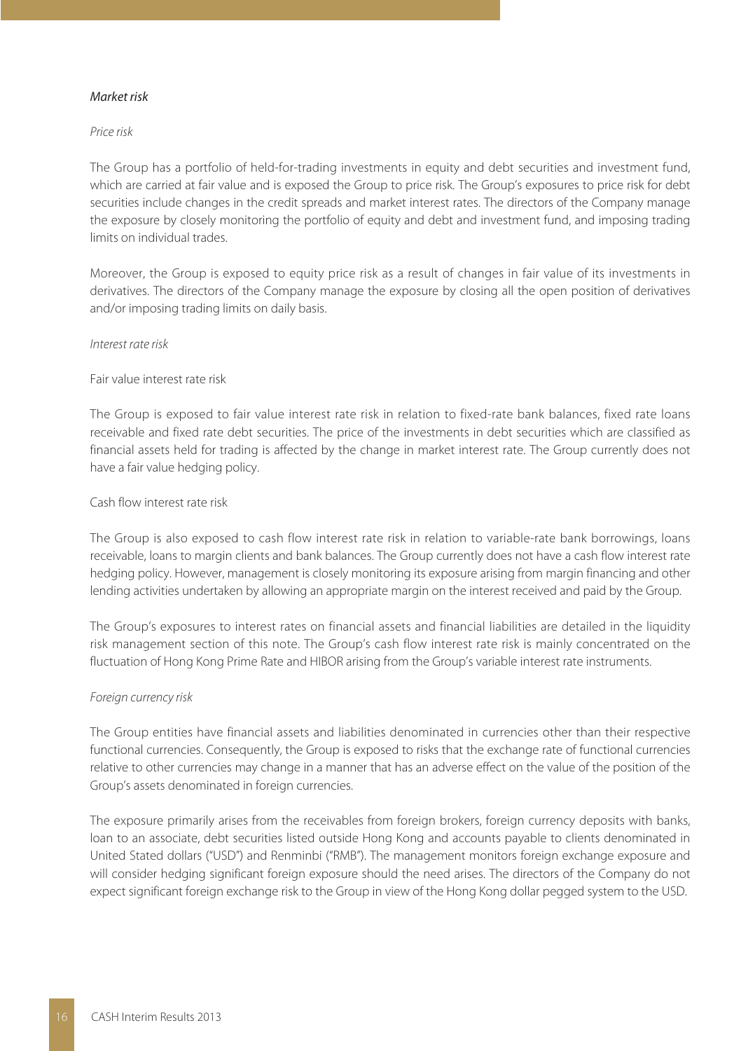*Market risk*

*Price risk*

The Group has a portfolio of held-for-trading investments in equity and debt securities and investment fund, which are carried at fair value and is exposed the Group to price risk. The Group's exposures to price risk for debt securities include changes in the credit spreads and market interest rates. The directors of the Company manage the exposure by closely monitoring the portfolio of equity and debt and investment fund, and imposing trading limits on individual trades.

Moreover, the Group is exposed to equity price risk as a result of changes in fair value of its investments in derivatives. The directors of the Company manage the exposure by closing all the open position of derivatives and/or imposing trading limits on daily basis.

*Interest rate risk*

Fair value interest rate risk

The Group is exposed to fair value interest rate risk in relation to fixed-rate bank balances, fixed rate loans receivable and fixed rate debt securities. The price of the investments in debt securities which are classified as financial assets held for trading is affected by the change in market interest rate. The Group currently does not have a fair value hedging policy.

Cash flow interest rate risk

The Group is also exposed to cash flow interest rate risk in relation to variable-rate bank borrowings, loans receivable, loans to margin clients and bank balances. The Group currently does not have a cash flow interest rate hedging policy. However, management is closely monitoring its exposure arising from margin financing and other lending activities undertaken by allowing an appropriate margin on the interest received and paid by the Group.

The Group's exposures to interest rates on financial assets and financial liabilities are detailed in the liquidity risk management section of this note. The Group's cash flow interest rate risk is mainly concentrated on the fluctuation of Hong Kong Prime Rate and HIBOR arising from the Group's variable interest rate instruments.

*Foreign currency risk*

The Group entities have financial assets and liabilities denominated in currencies other than their respective functional currencies. Consequently, the Group is exposed to risks that the exchange rate of functional currencies relative to other currencies may change in a manner that has an adverse effect on the value of the position of the Group's assets denominated in foreign currencies.

The exposure primarily arises from the receivables from foreign brokers, foreign currency deposits with banks, loan to an associate, debt securities listed outside Hong Kong and accounts payable to clients denominated in United Stated dollars ("USD") and Renminbi ("RMB"). The management monitors foreign exchange exposure and will consider hedging significant foreign exposure should the need arises. The directors of the Company do not expect significant foreign exchange risk to the Group in view of the Hong Kong dollar pegged system to the USD.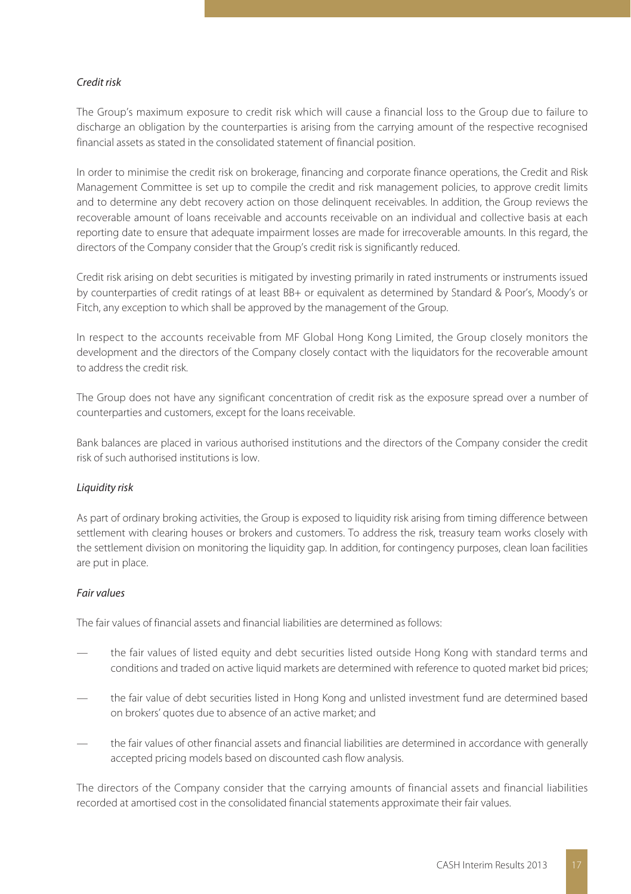*Credit risk*

The Group's maximum exposure to credit risk which will cause a financial loss to the Group due to failure to discharge an obligation by the counterparties is arising from the carrying amount of the respective recognised financial assets as stated in the consolidated statement of financial position.

In order to minimise the credit risk on brokerage, financing and corporate finance operations, the Credit and Risk Management Committee is set up to compile the credit and risk management policies, to approve credit limits and to determine any debt recovery action on those delinquent receivables. In addition, the Group reviews the recoverable amount of loans receivable and accounts receivable on an individual and collective basis at each reporting date to ensure that adequate impairment losses are made for irrecoverable amounts. In this regard, the directors of the Company consider that the Group's credit risk is significantly reduced.

Credit risk arising on debt securities is mitigated by investing primarily in rated instruments or instruments issued by counterparties of credit ratings of at least BB+ or equivalent as determined by Standard & Poor's, Moody's or Fitch, any exception to which shall be approved by the management of the Group.

In respect to the accounts receivable from MF Global Hong Kong Limited, the Group closely monitors the development and the directors of the Company closely contact with the liquidators for the recoverable amount to address the credit risk.

The Group does not have any significant concentration of credit risk as the exposure spread over a number of counterparties and customers, except for the loans receivable.

Bank balances are placed in various authorised institutions and the directors of the Company consider the credit risk of such authorised institutions is low.

*Liquidity risk*

As part of ordinary broking activities, the Group is exposed to liquidity risk arising from timing difference between settlement with clearing houses or brokers and customers. To address the risk, treasury team works closely with the settlement division on monitoring the liquidity gap. In addition, for contingency purposes, clean loan facilities are put in place.

*Fair values*

The fair values of financial assets and financial liabilities are determined as follows:

— the fair values of listed equity and debt securities listed outside Hong Kong with standard terms and conditions and traded on active liquid markets are determined with reference to quoted market bid prices;

— the fair value of debt securities listed in Hong Kong and unlisted investment fund are determined based on brokers' quotes due to absence of an active market; and

— the fair values of other financial assets and financial liabilities are determined in accordance with generally accepted pricing models based on discounted cash flow analysis.

The directors of the Company consider that the carrying amounts of financial assets and financial liabilities recorded at amortised cost in the consolidated financial statements approximate their fair values.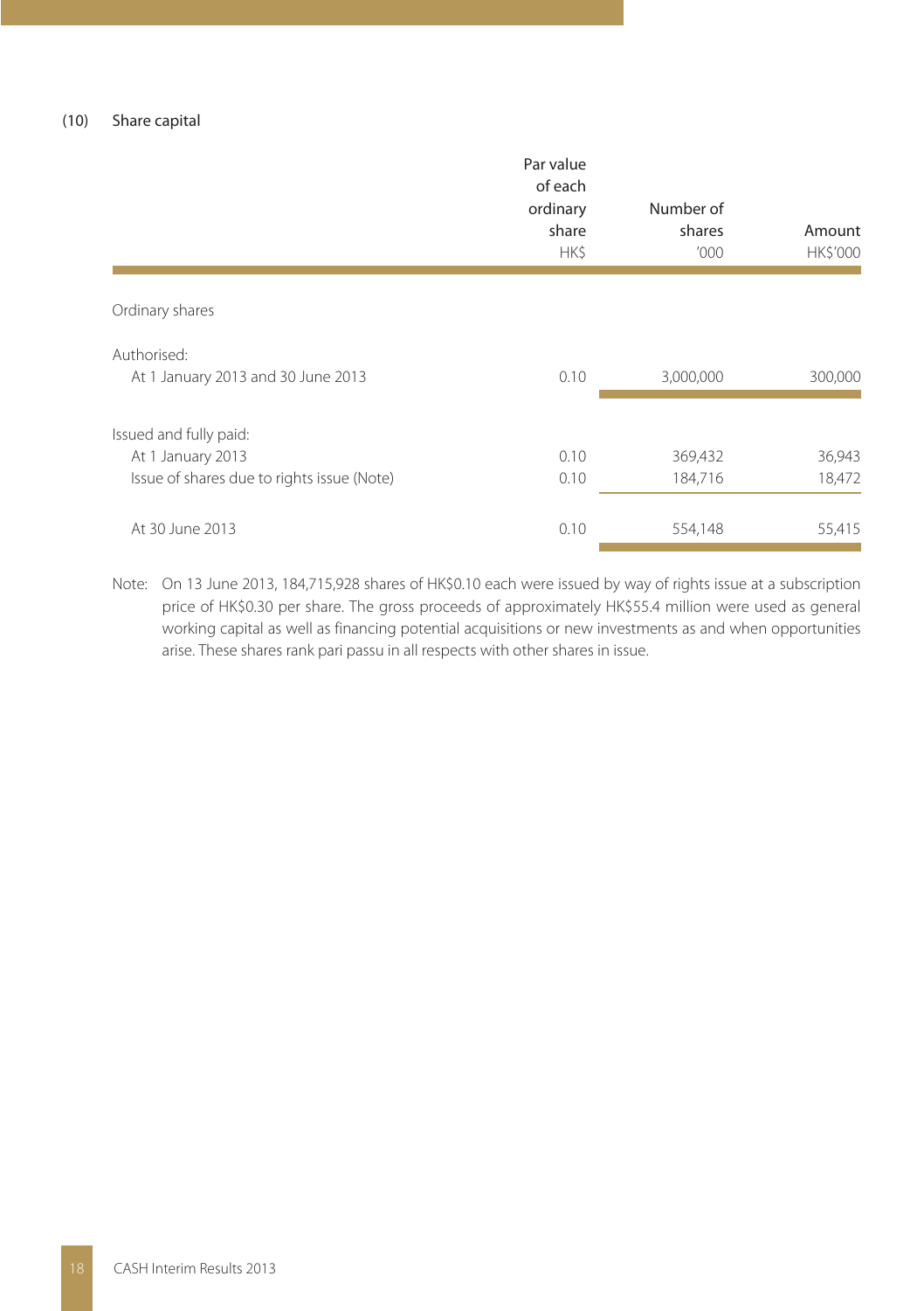### (10) Share capital

| | Par value of each ordinary share HK$ | Number of shares '000 | Amount HK$'000 |
|---|---|---|---|
| Ordinary shares | | | |
| Authorised: | | | |
| At 1 January 2013 and 30 June 2013 | 0.10 | 3,000,000 | 300,000 |
| Issued and fully paid: | | | |
| At 1 January 2013 | 0.10 | 369,432 | 36,943 |
| Issue of shares due to rights issue (Note) | 0.10 | 184,716 | 18,472 |
| At 30 June 2013 | 0.10 | 554,148 | 55,415 |

Note: On 13 June 2013, 184,715,928 shares of HK$0.10 each were issued by way of rights issue at a subscription price of HK$0.30 per share. The gross proceeds of approximately HK$55.4 million were used as general working capital as well as financing potential acquisitions or new investments as and when opportunities arise. These shares rank pari passu in all respects with other shares in issue.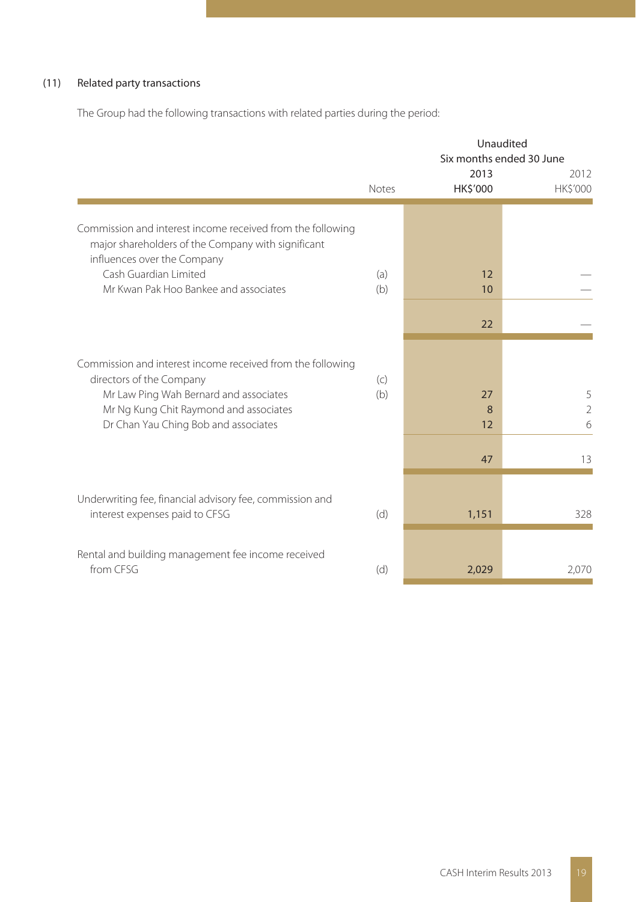## (11) Related party transactions

The Group had the following transactions with related parties during the period:

| | Notes | Unaudited Six months ended 30 June 2013 HK$'000 | 2012 HK$'000 |
|---|---|---|---|
| Commission and interest income received from the following major shareholders of the Company with significant influences over the Company | | | |
| Cash Guardian Limited | (a) | 12 | — |
| Mr Kwan Pak Hoo Bankee and associates | (b) | 10 | — |
| | | 22 | — |
| Commission and interest income received from the following directors of the Company | (c) | | |
| Mr Law Ping Wah Bernard and associates | (b) | 27 | 5 |
| Mr Ng Kung Chit Raymond and associates | | 8 | 2 |
| Dr Chan Yau Ching Bob and associates | | 12 | 6 |
| | | 47 | 13 |
| Underwriting fee, financial advisory fee, commission and interest expenses paid to CFSG | (d) | 1,151 | 328 |
| Rental and building management fee income received from CFSG | (d) | 2,029 | 2,070 |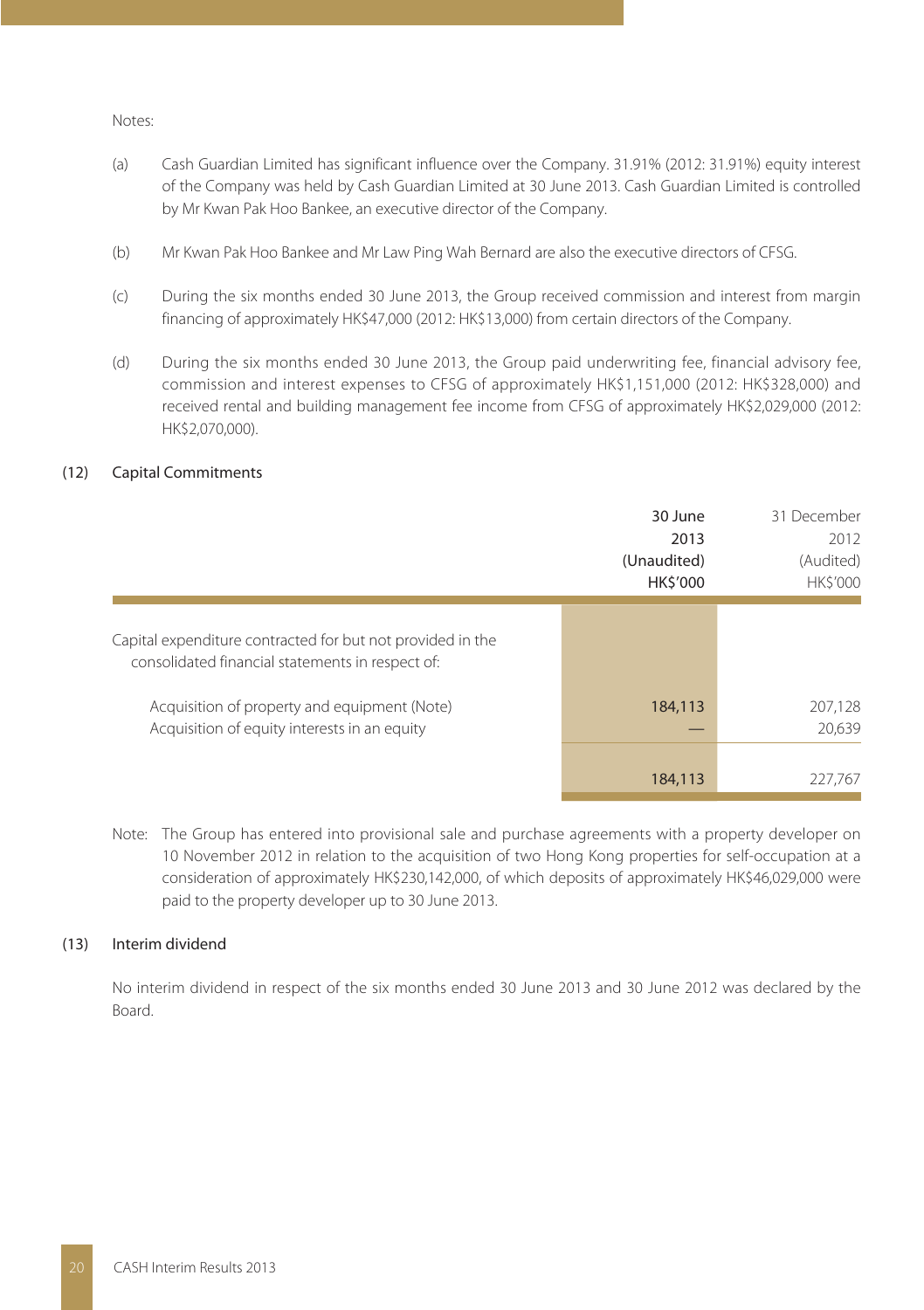Notes:

(a) Cash Guardian Limited has significant influence over the Company. 31.91% (2012: 31.91%) equity interest of the Company was held by Cash Guardian Limited at 30 June 2013. Cash Guardian Limited is controlled by Mr Kwan Pak Hoo Bankee, an executive director of the Company.

(b) Mr Kwan Pak Hoo Bankee and Mr Law Ping Wah Bernard are also the executive directors of CFSG.

(c) During the six months ended 30 June 2013, the Group received commission and interest from margin financing of approximately HK$47,000 (2012: HK$13,000) from certain directors of the Company.

(d) During the six months ended 30 June 2013, the Group paid underwriting fee, financial advisory fee, commission and interest expenses to CFSG of approximately HK$1,151,000 (2012: HK$328,000) and received rental and building management fee income from CFSG of approximately HK$2,029,000 (2012: HK$2,070,000).

## (12) Capital Commitments

| | 30 June 2013 (Unaudited) HK$'000 | 31 December 2012 (Audited) HK$'000 |
|---|---|---|
| Capital expenditure contracted for but not provided in the consolidated financial statements in respect of: | | |
| Acquisition of property and equipment (Note) | 184,113 | 207,128 |
| Acquisition of equity interests in an equity | — | 20,639 |
| | 184,113 | 227,767 |

Note: The Group has entered into provisional sale and purchase agreements with a property developer on 10 November 2012 in relation to the acquisition of two Hong Kong properties for self-occupation at a consideration of approximately HK$230,142,000, of which deposits of approximately HK$46,029,000 were paid to the property developer up to 30 June 2013.

## (13) Interim dividend

No interim dividend in respect of the six months ended 30 June 2013 and 30 June 2012 was declared by the Board.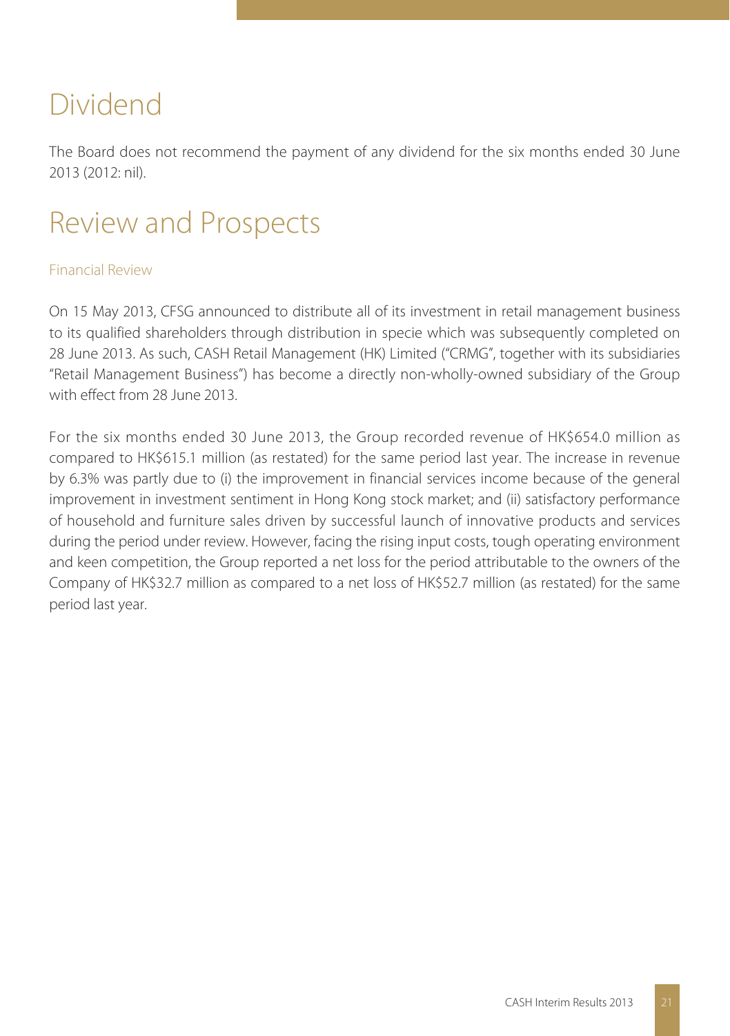# Dividend

The Board does not recommend the payment of any dividend for the six months ended 30 June 2013 (2012: nil).

# Review and Prospects

## Financial Review

On 15 May 2013, CFSG announced to distribute all of its investment in retail management business to its qualified shareholders through distribution in specie which was subsequently completed on 28 June 2013. As such, CASH Retail Management (HK) Limited ("CRMG", together with its subsidiaries "Retail Management Business") has become a directly non-wholly-owned subsidiary of the Group with effect from 28 June 2013.

For the six months ended 30 June 2013, the Group recorded revenue of HK$654.0 million as compared to HK$615.1 million (as restated) for the same period last year. The increase in revenue by 6.3% was partly due to (i) the improvement in financial services income because of the general improvement in investment sentiment in Hong Kong stock market; and (ii) satisfactory performance of household and furniture sales driven by successful launch of innovative products and services during the period under review. However, facing the rising input costs, tough operating environment and keen competition, the Group reported a net loss for the period attributable to the owners of the Company of HK$32.7 million as compared to a net loss of HK$52.7 million (as restated) for the same period last year.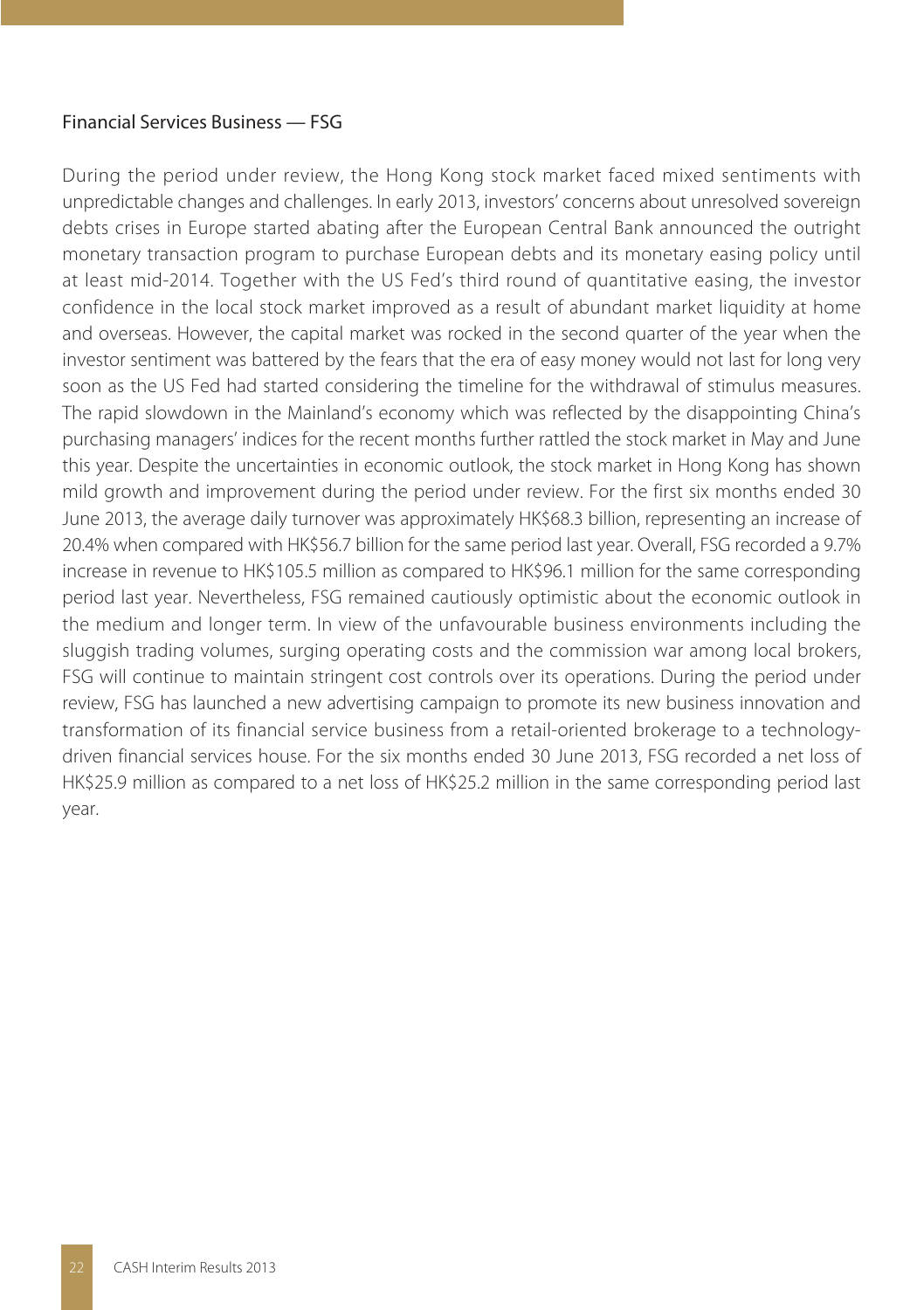## Financial Services Business — FSG

During the period under review, the Hong Kong stock market faced mixed sentiments with unpredictable changes and challenges. In early 2013, investors' concerns about unresolved sovereign debts crises in Europe started abating after the European Central Bank announced the outright monetary transaction program to purchase European debts and its monetary easing policy until at least mid-2014. Together with the US Fed's third round of quantitative easing, the investor confidence in the local stock market improved as a result of abundant market liquidity at home and overseas. However, the capital market was rocked in the second quarter of the year when the investor sentiment was battered by the fears that the era of easy money would not last for long very soon as the US Fed had started considering the timeline for the withdrawal of stimulus measures. The rapid slowdown in the Mainland's economy which was reflected by the disappointing China's purchasing managers' indices for the recent months further rattled the stock market in May and June this year. Despite the uncertainties in economic outlook, the stock market in Hong Kong has shown mild growth and improvement during the period under review. For the first six months ended 30 June 2013, the average daily turnover was approximately HK$68.3 billion, representing an increase of 20.4% when compared with HK$56.7 billion for the same period last year. Overall, FSG recorded a 9.7% increase in revenue to HK$105.5 million as compared to HK$96.1 million for the same corresponding period last year. Nevertheless, FSG remained cautiously optimistic about the economic outlook in the medium and longer term. In view of the unfavourable business environments including the sluggish trading volumes, surging operating costs and the commission war among local brokers, FSG will continue to maintain stringent cost controls over its operations. During the period under review, FSG has launched a new advertising campaign to promote its new business innovation and transformation of its financial service business from a retail-oriented brokerage to a technology-driven financial services house. For the six months ended 30 June 2013, FSG recorded a net loss of HK$25.9 million as compared to a net loss of HK$25.2 million in the same corresponding period last year.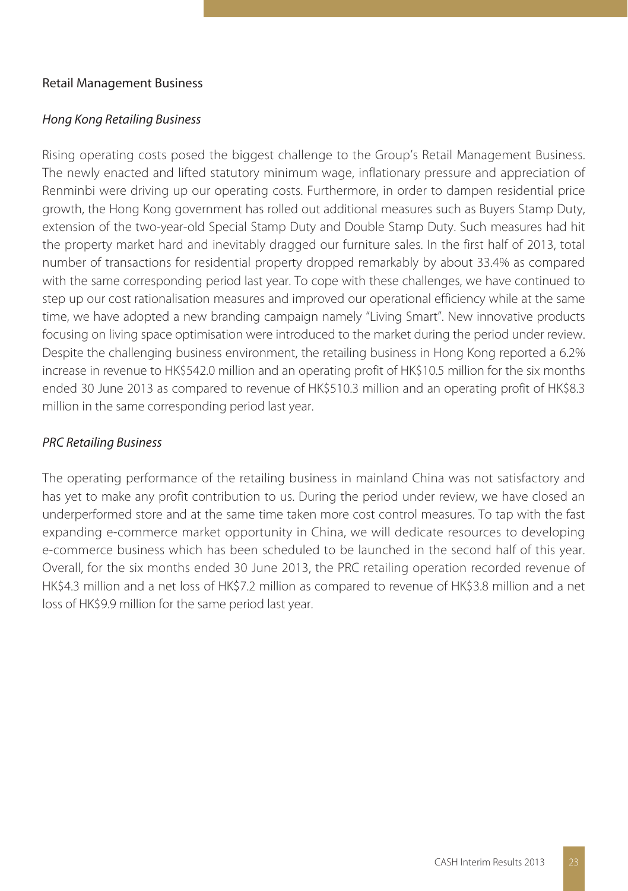### Retail Management Business

#### *Hong Kong Retailing Business*

Rising operating costs posed the biggest challenge to the Group's Retail Management Business. The newly enacted and lifted statutory minimum wage, inflationary pressure and appreciation of Renminbi were driving up our operating costs. Furthermore, in order to dampen residential price growth, the Hong Kong government has rolled out additional measures such as Buyers Stamp Duty, extension of the two-year-old Special Stamp Duty and Double Stamp Duty. Such measures had hit the property market hard and inevitably dragged our furniture sales. In the first half of 2013, total number of transactions for residential property dropped remarkably by about 33.4% as compared with the same corresponding period last year. To cope with these challenges, we have continued to step up our cost rationalisation measures and improved our operational efficiency while at the same time, we have adopted a new branding campaign namely "Living Smart". New innovative products focusing on living space optimisation were introduced to the market during the period under review. Despite the challenging business environment, the retailing business in Hong Kong reported a 6.2% increase in revenue to HK$542.0 million and an operating profit of HK$10.5 million for the six months ended 30 June 2013 as compared to revenue of HK$510.3 million and an operating profit of HK$8.3 million in the same corresponding period last year.

#### *PRC Retailing Business*

The operating performance of the retailing business in mainland China was not satisfactory and has yet to make any profit contribution to us. During the period under review, we have closed an underperformed store and at the same time taken more cost control measures. To tap with the fast expanding e-commerce market opportunity in China, we will dedicate resources to developing e-commerce business which has been scheduled to be launched in the second half of this year. Overall, for the six months ended 30 June 2013, the PRC retailing operation recorded revenue of HK$4.3 million and a net loss of HK$7.2 million as compared to revenue of HK$3.8 million and a net loss of HK$9.9 million for the same period last year.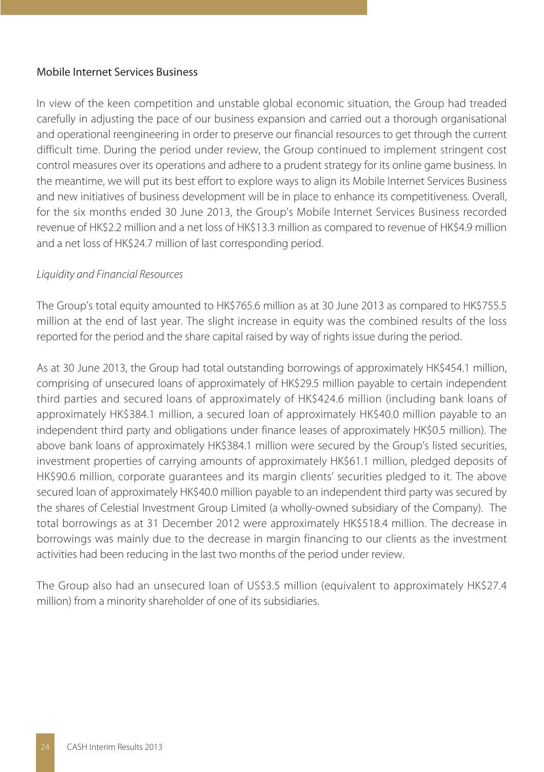### Mobile Internet Services Business

In view of the keen competition and unstable global economic situation, the Group had treaded carefully in adjusting the pace of our business expansion and carried out a thorough organisational and operational reengineering in order to preserve our financial resources to get through the current difficult time. During the period under review, the Group continued to implement stringent cost control measures over its operations and adhere to a prudent strategy for its online game business. In the meantime, we will put its best effort to explore ways to align its Mobile Internet Services Business and new initiatives of business development will be in place to enhance its competitiveness. Overall, for the six months ended 30 June 2013, the Group's Mobile Internet Services Business recorded revenue of HK$2.2 million and a net loss of HK$13.3 million as compared to revenue of HK$4.9 million and a net loss of HK$24.7 million of last corresponding period.

*Liquidity and Financial Resources*

The Group's total equity amounted to HK$765.6 million as at 30 June 2013 as compared to HK$755.5 million at the end of last year. The slight increase in equity was the combined results of the loss reported for the period and the share capital raised by way of rights issue during the period.

As at 30 June 2013, the Group had total outstanding borrowings of approximately HK$454.1 million, comprising of unsecured loans of approximately of HK$29.5 million payable to certain independent third parties and secured loans of approximately of HK$424.6 million (including bank loans of approximately HK$384.1 million, a secured loan of approximately HK$40.0 million payable to an independent third party and obligations under finance leases of approximately HK$0.5 million). The above bank loans of approximately HK$384.1 million were secured by the Group's listed securities, investment properties of carrying amounts of approximately HK$61.1 million, pledged deposits of HK$90.6 million, corporate guarantees and its margin clients' securities pledged to it. The above secured loan of approximately HK$40.0 million payable to an independent third party was secured by the shares of Celestial Investment Group Limited (a wholly-owned subsidiary of the Company). The total borrowings as at 31 December 2012 were approximately HK$518.4 million. The decrease in borrowings was mainly due to the decrease in margin financing to our clients as the investment activities had been reducing in the last two months of the period under review.

The Group also had an unsecured loan of US$3.5 million (equivalent to approximately HK$27.4 million) from a minority shareholder of one of its subsidiaries.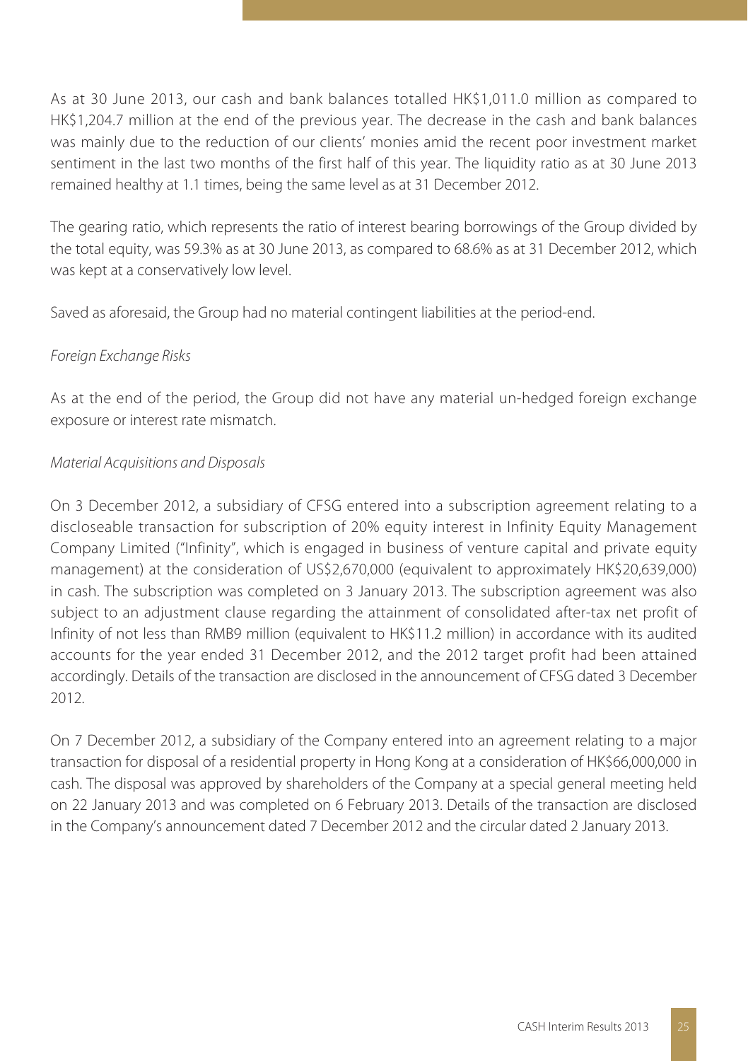As at 30 June 2013, our cash and bank balances totalled HK$1,011.0 million as compared to HK$1,204.7 million at the end of the previous year. The decrease in the cash and bank balances was mainly due to the reduction of our clients' monies amid the recent poor investment market sentiment in the last two months of the first half of this year. The liquidity ratio as at 30 June 2013 remained healthy at 1.1 times, being the same level as at 31 December 2012.

The gearing ratio, which represents the ratio of interest bearing borrowings of the Group divided by the total equity, was 59.3% as at 30 June 2013, as compared to 68.6% as at 31 December 2012, which was kept at a conservatively low level.

Saved as aforesaid, the Group had no material contingent liabilities at the period-end.

*Foreign Exchange Risks*

As at the end of the period, the Group did not have any material un-hedged foreign exchange exposure or interest rate mismatch.

*Material Acquisitions and Disposals*

On 3 December 2012, a subsidiary of CFSG entered into a subscription agreement relating to a discloseable transaction for subscription of 20% equity interest in Infinity Equity Management Company Limited ("Infinity", which is engaged in business of venture capital and private equity management) at the consideration of US$2,670,000 (equivalent to approximately HK$20,639,000) in cash. The subscription was completed on 3 January 2013. The subscription agreement was also subject to an adjustment clause regarding the attainment of consolidated after-tax net profit of Infinity of not less than RMB9 million (equivalent to HK$11.2 million) in accordance with its audited accounts for the year ended 31 December 2012, and the 2012 target profit had been attained accordingly. Details of the transaction are disclosed in the announcement of CFSG dated 3 December 2012.

On 7 December 2012, a subsidiary of the Company entered into an agreement relating to a major transaction for disposal of a residential property in Hong Kong at a consideration of HK$66,000,000 in cash. The disposal was approved by shareholders of the Company at a special general meeting held on 22 January 2013 and was completed on 6 February 2013. Details of the transaction are disclosed in the Company's announcement dated 7 December 2012 and the circular dated 2 January 2013.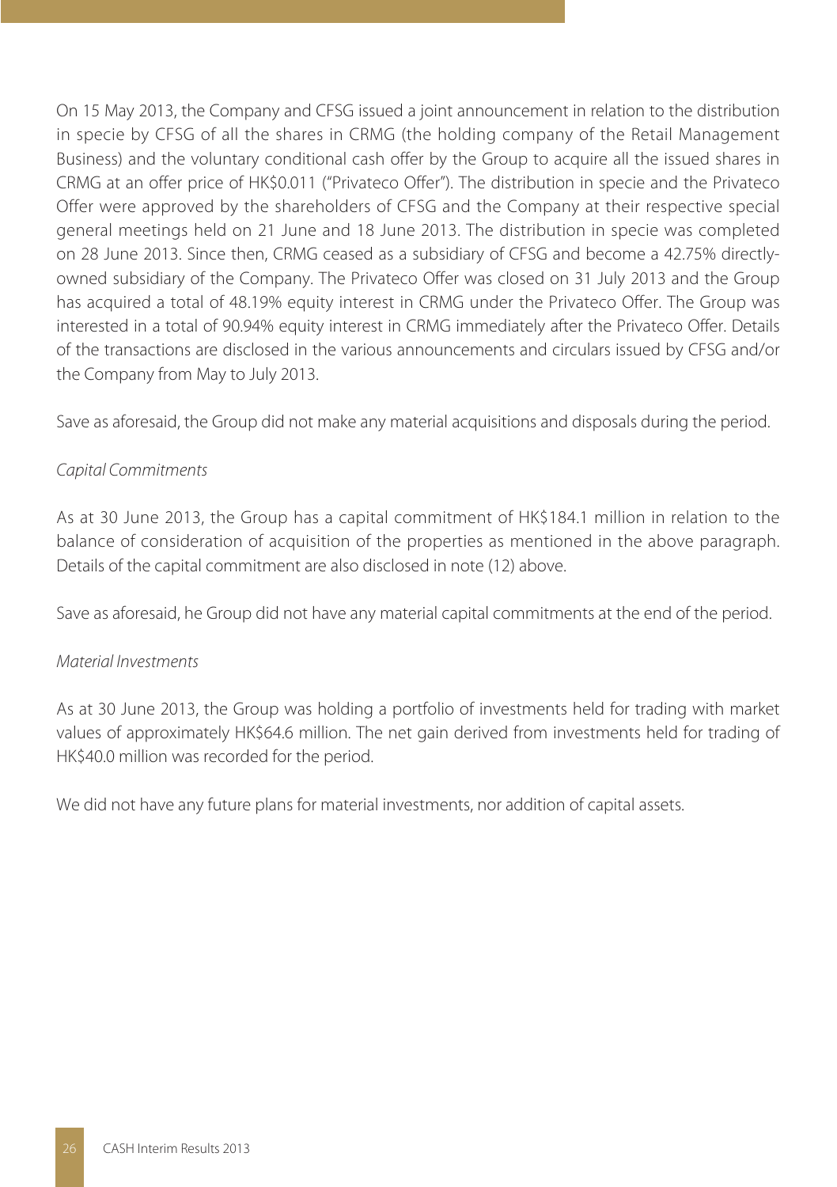On 15 May 2013, the Company and CFSG issued a joint announcement in relation to the distribution in specie by CFSG of all the shares in CRMG (the holding company of the Retail Management Business) and the voluntary conditional cash offer by the Group to acquire all the issued shares in CRMG at an offer price of HK$0.011 ("Privateco Offer"). The distribution in specie and the Privateco Offer were approved by the shareholders of CFSG and the Company at their respective special general meetings held on 21 June and 18 June 2013. The distribution in specie was completed on 28 June 2013. Since then, CRMG ceased as a subsidiary of CFSG and become a 42.75% directly-owned subsidiary of the Company. The Privateco Offer was closed on 31 July 2013 and the Group has acquired a total of 48.19% equity interest in CRMG under the Privateco Offer. The Group was interested in a total of 90.94% equity interest in CRMG immediately after the Privateco Offer. Details of the transactions are disclosed in the various announcements and circulars issued by CFSG and/or the Company from May to July 2013.

Save as aforesaid, the Group did not make any material acquisitions and disposals during the period.

*Capital Commitments*

As at 30 June 2013, the Group has a capital commitment of HK$184.1 million in relation to the balance of consideration of acquisition of the properties as mentioned in the above paragraph. Details of the capital commitment are also disclosed in note (12) above.

Save as aforesaid, he Group did not have any material capital commitments at the end of the period.

*Material Investments*

As at 30 June 2013, the Group was holding a portfolio of investments held for trading with market values of approximately HK$64.6 million. The net gain derived from investments held for trading of HK$40.0 million was recorded for the period.

We did not have any future plans for material investments, nor addition of capital assets.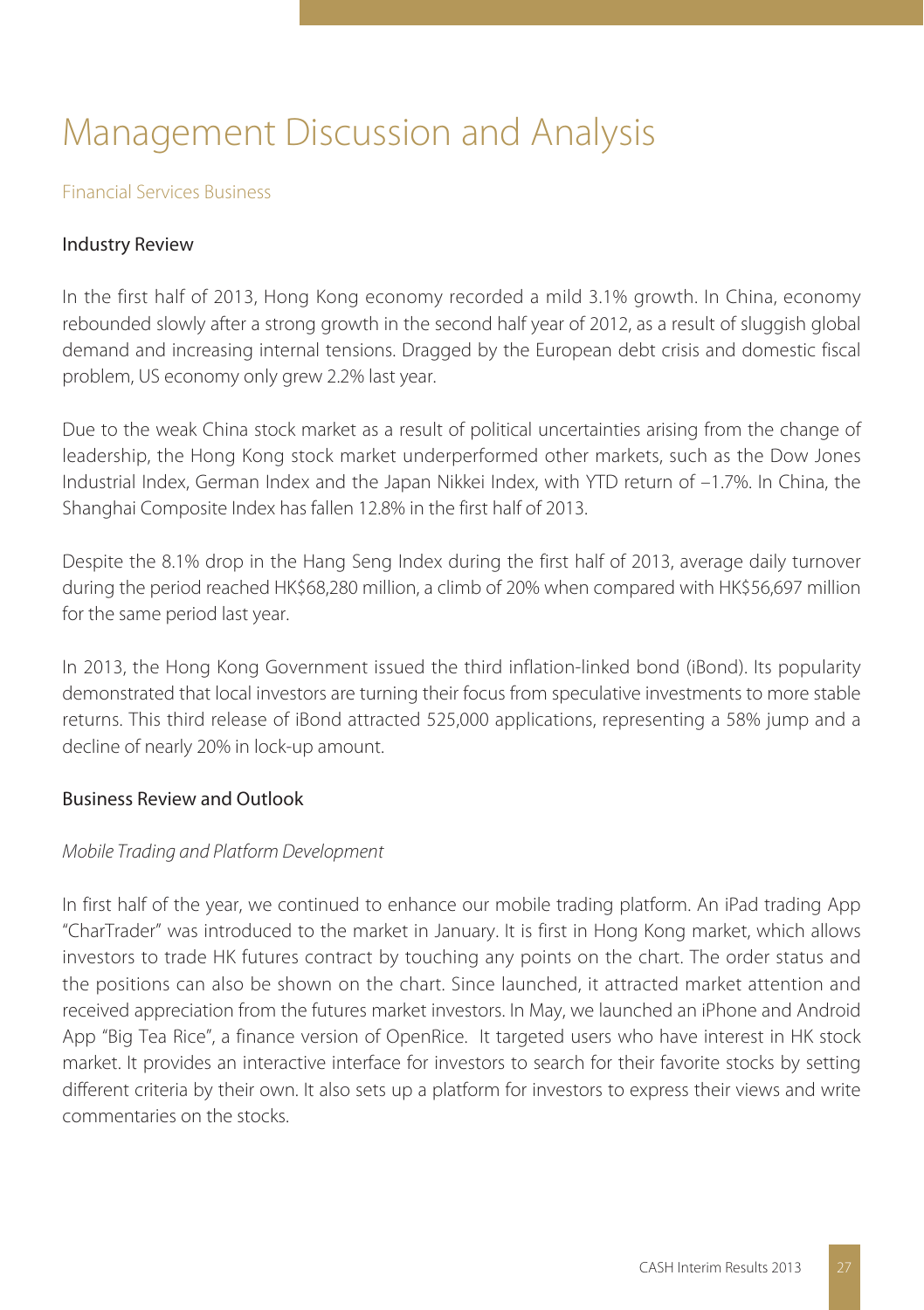# Management Discussion and Analysis

## Financial Services Business

### Industry Review

In the first half of 2013, Hong Kong economy recorded a mild 3.1% growth. In China, economy rebounded slowly after a strong growth in the second half year of 2012, as a result of sluggish global demand and increasing internal tensions. Dragged by the European debt crisis and domestic fiscal problem, US economy only grew 2.2% last year.

Due to the weak China stock market as a result of political uncertainties arising from the change of leadership, the Hong Kong stock market underperformed other markets, such as the Dow Jones Industrial Index, German Index and the Japan Nikkei Index, with YTD return of –1.7%. In China, the Shanghai Composite Index has fallen 12.8% in the first half of 2013.

Despite the 8.1% drop in the Hang Seng Index during the first half of 2013, average daily turnover during the period reached HK$68,280 million, a climb of 20% when compared with HK$56,697 million for the same period last year.

In 2013, the Hong Kong Government issued the third inflation-linked bond (iBond). Its popularity demonstrated that local investors are turning their focus from speculative investments to more stable returns. This third release of iBond attracted 525,000 applications, representing a 58% jump and a decline of nearly 20% in lock-up amount.

### Business Review and Outlook

*Mobile Trading and Platform Development*

In first half of the year, we continued to enhance our mobile trading platform. An iPad trading App "CharTrader" was introduced to the market in January. It is first in Hong Kong market, which allows investors to trade HK futures contract by touching any points on the chart. The order status and the positions can also be shown on the chart. Since launched, it attracted market attention and received appreciation from the futures market investors. In May, we launched an iPhone and Android App "Big Tea Rice", a finance version of OpenRice. It targeted users who have interest in HK stock market. It provides an interactive interface for investors to search for their favorite stocks by setting different criteria by their own. It also sets up a platform for investors to express their views and write commentaries on the stocks.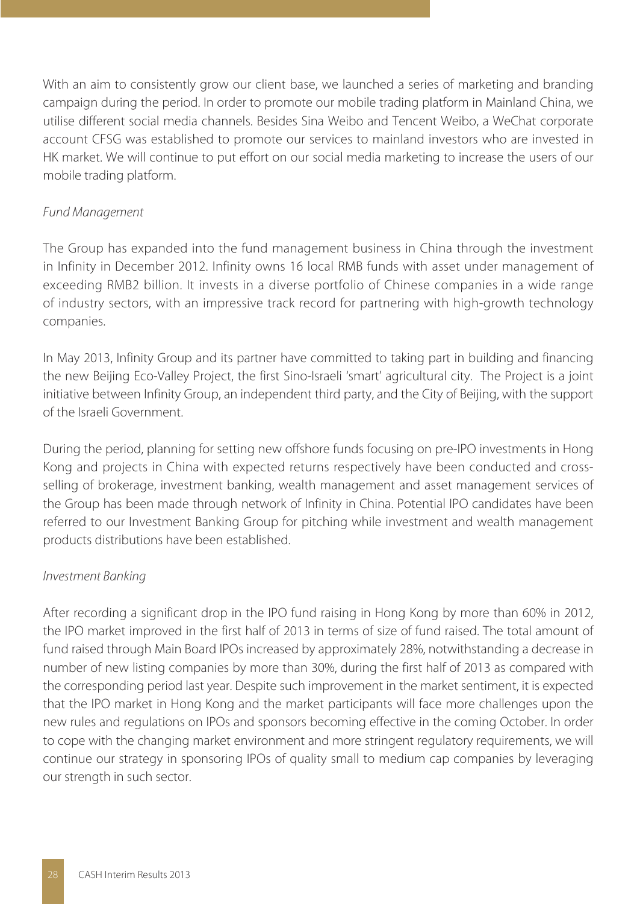With an aim to consistently grow our client base, we launched a series of marketing and branding campaign during the period. In order to promote our mobile trading platform in Mainland China, we utilise different social media channels. Besides Sina Weibo and Tencent Weibo, a WeChat corporate account CFSG was established to promote our services to mainland investors who are invested in HK market. We will continue to put effort on our social media marketing to increase the users of our mobile trading platform.

*Fund Management*

The Group has expanded into the fund management business in China through the investment in Infinity in December 2012. Infinity owns 16 local RMB funds with asset under management of exceeding RMB2 billion. It invests in a diverse portfolio of Chinese companies in a wide range of industry sectors, with an impressive track record for partnering with high-growth technology companies.

In May 2013, Infinity Group and its partner have committed to taking part in building and financing the new Beijing Eco-Valley Project, the first Sino-Israeli 'smart' agricultural city. The Project is a joint initiative between Infinity Group, an independent third party, and the City of Beijing, with the support of the Israeli Government.

During the period, planning for setting new offshore funds focusing on pre-IPO investments in Hong Kong and projects in China with expected returns respectively have been conducted and cross-selling of brokerage, investment banking, wealth management and asset management services of the Group has been made through network of Infinity in China. Potential IPO candidates have been referred to our Investment Banking Group for pitching while investment and wealth management products distributions have been established.

*Investment Banking*

After recording a significant drop in the IPO fund raising in Hong Kong by more than 60% in 2012, the IPO market improved in the first half of 2013 in terms of size of fund raised. The total amount of fund raised through Main Board IPOs increased by approximately 28%, notwithstanding a decrease in number of new listing companies by more than 30%, during the first half of 2013 as compared with the corresponding period last year. Despite such improvement in the market sentiment, it is expected that the IPO market in Hong Kong and the market participants will face more challenges upon the new rules and regulations on IPOs and sponsors becoming effective in the coming October. In order to cope with the changing market environment and more stringent regulatory requirements, we will continue our strategy in sponsoring IPOs of quality small to medium cap companies by leveraging our strength in such sector.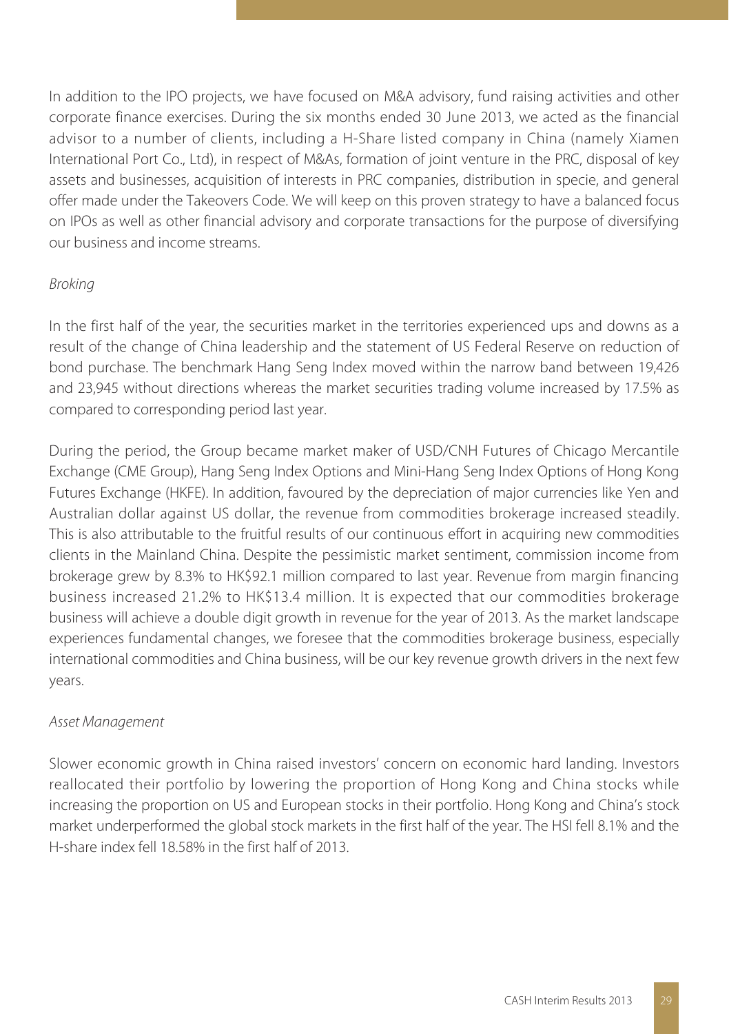In addition to the IPO projects, we have focused on M&A advisory, fund raising activities and other corporate finance exercises. During the six months ended 30 June 2013, we acted as the financial advisor to a number of clients, including a H-Share listed company in China (namely Xiamen International Port Co., Ltd), in respect of M&As, formation of joint venture in the PRC, disposal of key assets and businesses, acquisition of interests in PRC companies, distribution in specie, and general offer made under the Takeovers Code. We will keep on this proven strategy to have a balanced focus on IPOs as well as other financial advisory and corporate transactions for the purpose of diversifying our business and income streams.

*Broking*

In the first half of the year, the securities market in the territories experienced ups and downs as a result of the change of China leadership and the statement of US Federal Reserve on reduction of bond purchase. The benchmark Hang Seng Index moved within the narrow band between 19,426 and 23,945 without directions whereas the market securities trading volume increased by 17.5% as compared to corresponding period last year.

During the period, the Group became market maker of USD/CNH Futures of Chicago Mercantile Exchange (CME Group), Hang Seng Index Options and Mini-Hang Seng Index Options of Hong Kong Futures Exchange (HKFE). In addition, favoured by the depreciation of major currencies like Yen and Australian dollar against US dollar, the revenue from commodities brokerage increased steadily. This is also attributable to the fruitful results of our continuous effort in acquiring new commodities clients in the Mainland China. Despite the pessimistic market sentiment, commission income from brokerage grew by 8.3% to HK$92.1 million compared to last year. Revenue from margin financing business increased 21.2% to HK$13.4 million. It is expected that our commodities brokerage business will achieve a double digit growth in revenue for the year of 2013. As the market landscape experiences fundamental changes, we foresee that the commodities brokerage business, especially international commodities and China business, will be our key revenue growth drivers in the next few years.

*Asset Management*

Slower economic growth in China raised investors' concern on economic hard landing. Investors reallocated their portfolio by lowering the proportion of Hong Kong and China stocks while increasing the proportion on US and European stocks in their portfolio. Hong Kong and China's stock market underperformed the global stock markets in the first half of the year. The HSI fell 8.1% and the H-share index fell 18.58% in the first half of 2013.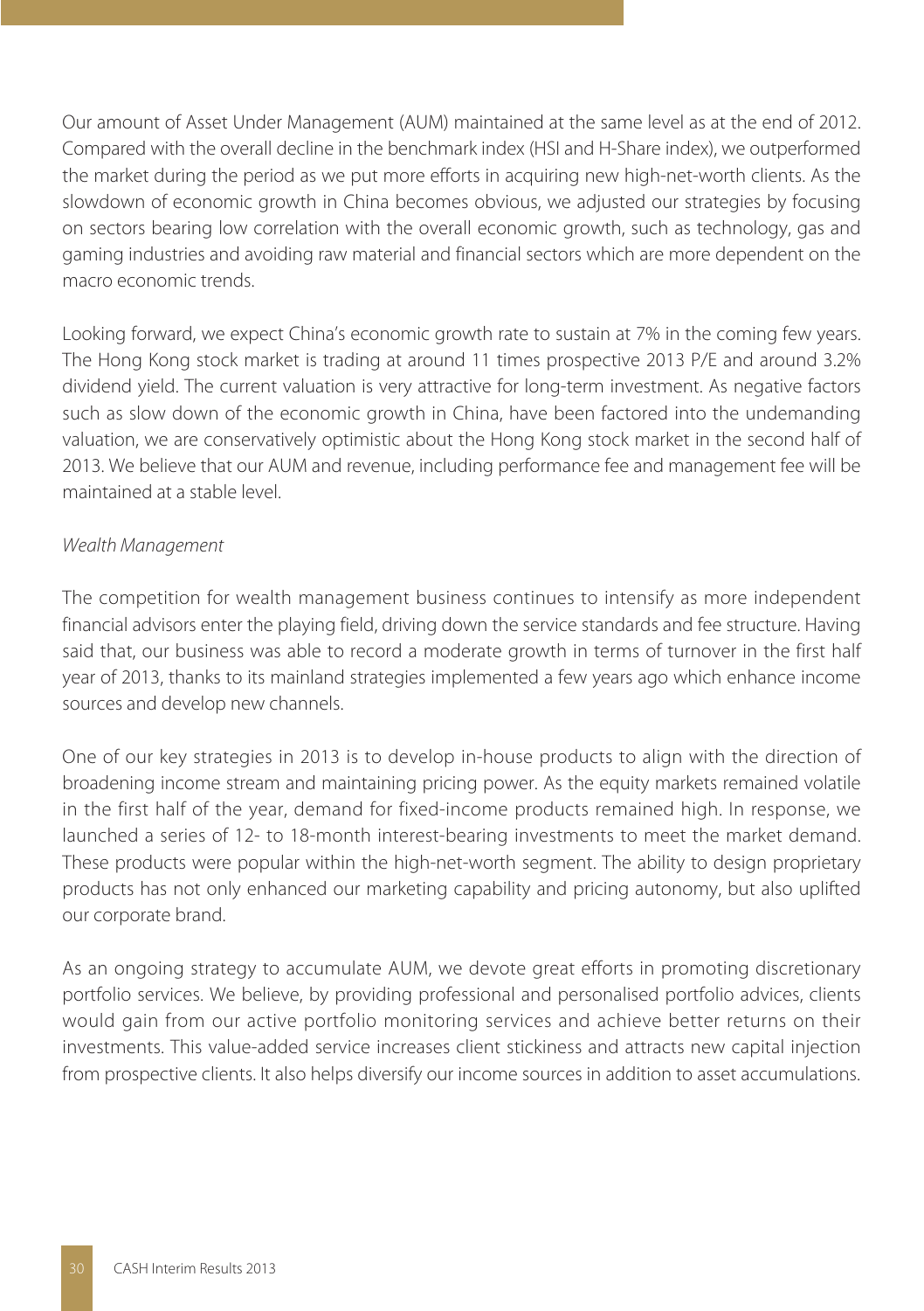Our amount of Asset Under Management (AUM) maintained at the same level as at the end of 2012. Compared with the overall decline in the benchmark index (HSI and H-Share index), we outperformed the market during the period as we put more efforts in acquiring new high-net-worth clients. As the slowdown of economic growth in China becomes obvious, we adjusted our strategies by focusing on sectors bearing low correlation with the overall economic growth, such as technology, gas and gaming industries and avoiding raw material and financial sectors which are more dependent on the macro economic trends.

Looking forward, we expect China's economic growth rate to sustain at 7% in the coming few years. The Hong Kong stock market is trading at around 11 times prospective 2013 P/E and around 3.2% dividend yield. The current valuation is very attractive for long-term investment. As negative factors such as slow down of the economic growth in China, have been factored into the undemanding valuation, we are conservatively optimistic about the Hong Kong stock market in the second half of 2013. We believe that our AUM and revenue, including performance fee and management fee will be maintained at a stable level.

*Wealth Management*

The competition for wealth management business continues to intensify as more independent financial advisors enter the playing field, driving down the service standards and fee structure. Having said that, our business was able to record a moderate growth in terms of turnover in the first half year of 2013, thanks to its mainland strategies implemented a few years ago which enhance income sources and develop new channels.

One of our key strategies in 2013 is to develop in-house products to align with the direction of broadening income stream and maintaining pricing power. As the equity markets remained volatile in the first half of the year, demand for fixed-income products remained high. In response, we launched a series of 12- to 18-month interest-bearing investments to meet the market demand. These products were popular within the high-net-worth segment. The ability to design proprietary products has not only enhanced our marketing capability and pricing autonomy, but also uplifted our corporate brand.

As an ongoing strategy to accumulate AUM, we devote great efforts in promoting discretionary portfolio services. We believe, by providing professional and personalised portfolio advices, clients would gain from our active portfolio monitoring services and achieve better returns on their investments. This value-added service increases client stickiness and attracts new capital injection from prospective clients. It also helps diversify our income sources in addition to asset accumulations.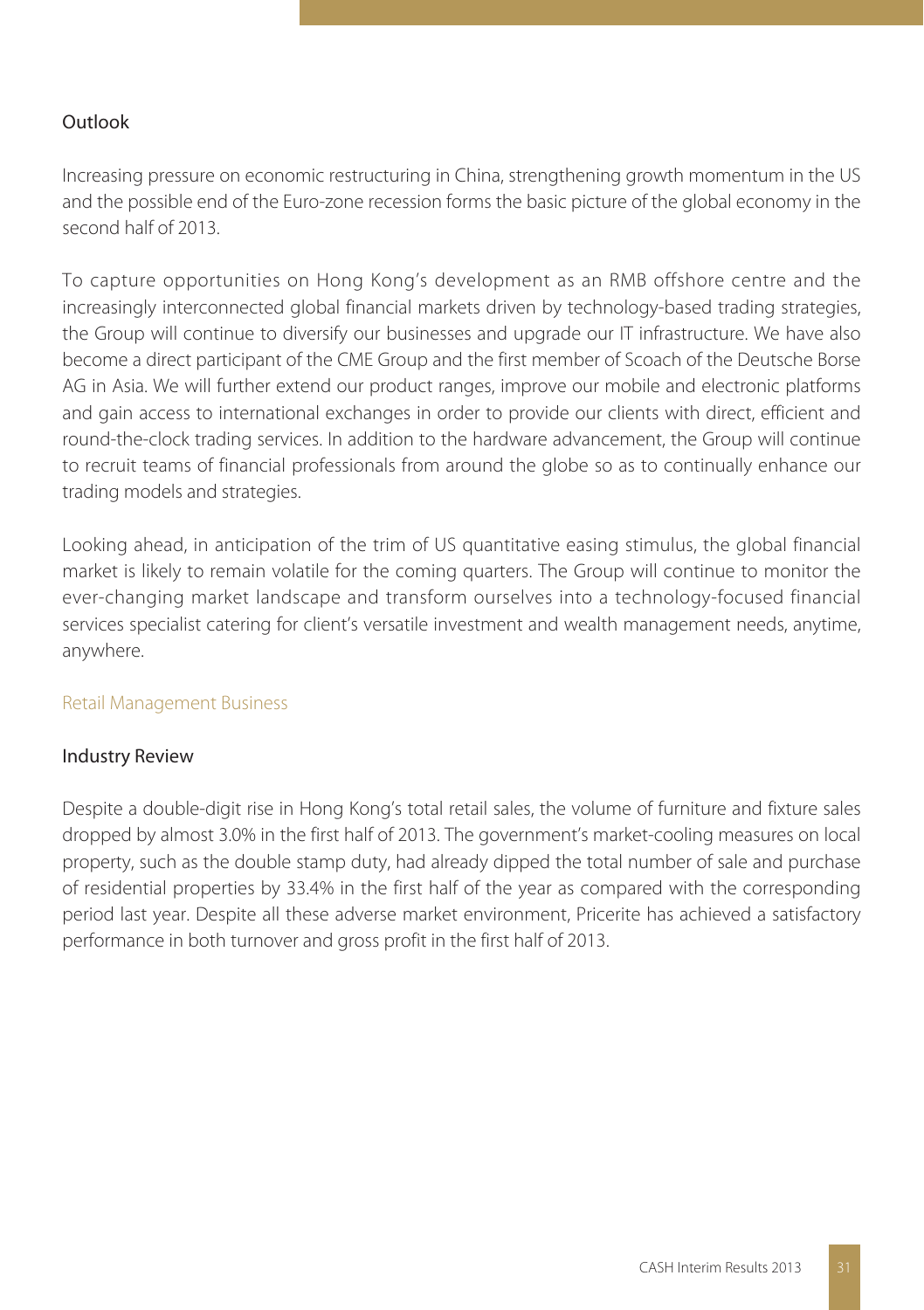### Outlook

Increasing pressure on economic restructuring in China, strengthening growth momentum in the US and the possible end of the Euro-zone recession forms the basic picture of the global economy in the second half of 2013.

To capture opportunities on Hong Kong's development as an RMB offshore centre and the increasingly interconnected global financial markets driven by technology-based trading strategies, the Group will continue to diversify our businesses and upgrade our IT infrastructure. We have also become a direct participant of the CME Group and the first member of Scoach of the Deutsche Borse AG in Asia. We will further extend our product ranges, improve our mobile and electronic platforms and gain access to international exchanges in order to provide our clients with direct, efficient and round-the-clock trading services. In addition to the hardware advancement, the Group will continue to recruit teams of financial professionals from around the globe so as to continually enhance our trading models and strategies.

Looking ahead, in anticipation of the trim of US quantitative easing stimulus, the global financial market is likely to remain volatile for the coming quarters. The Group will continue to monitor the ever-changing market landscape and transform ourselves into a technology-focused financial services specialist catering for client's versatile investment and wealth management needs, anytime, anywhere.

## Retail Management Business

### Industry Review

Despite a double-digit rise in Hong Kong's total retail sales, the volume of furniture and fixture sales dropped by almost 3.0% in the first half of 2013. The government's market-cooling measures on local property, such as the double stamp duty, had already dipped the total number of sale and purchase of residential properties by 33.4% in the first half of the year as compared with the corresponding period last year. Despite all these adverse market environment, Pricerite has achieved a satisfactory performance in both turnover and gross profit in the first half of 2013.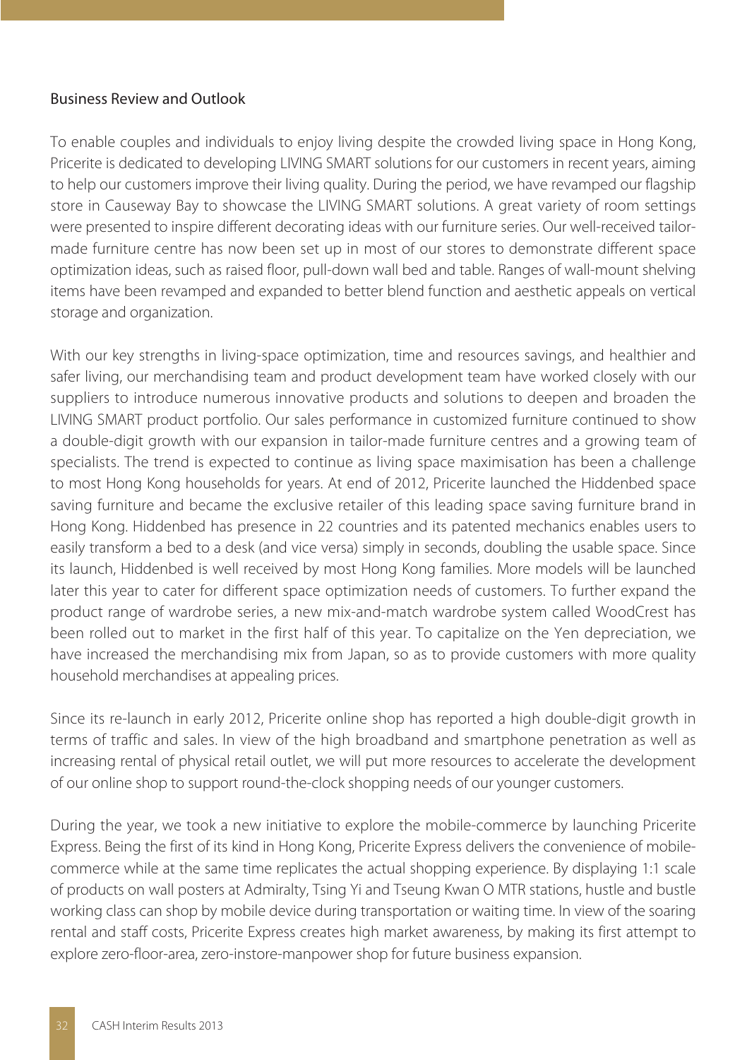## Business Review and Outlook

To enable couples and individuals to enjoy living despite the crowded living space in Hong Kong, Pricerite is dedicated to developing LIVING SMART solutions for our customers in recent years, aiming to help our customers improve their living quality. During the period, we have revamped our flagship store in Causeway Bay to showcase the LIVING SMART solutions. A great variety of room settings were presented to inspire different decorating ideas with our furniture series. Our well-received tailor-made furniture centre has now been set up in most of our stores to demonstrate different space optimization ideas, such as raised floor, pull-down wall bed and table. Ranges of wall-mount shelving items have been revamped and expanded to better blend function and aesthetic appeals on vertical storage and organization.

With our key strengths in living-space optimization, time and resources savings, and healthier and safer living, our merchandising team and product development team have worked closely with our suppliers to introduce numerous innovative products and solutions to deepen and broaden the LIVING SMART product portfolio. Our sales performance in customized furniture continued to show a double-digit growth with our expansion in tailor-made furniture centres and a growing team of specialists. The trend is expected to continue as living space maximisation has been a challenge to most Hong Kong households for years. At end of 2012, Pricerite launched the Hiddenbed space saving furniture and became the exclusive retailer of this leading space saving furniture brand in Hong Kong. Hiddenbed has presence in 22 countries and its patented mechanics enables users to easily transform a bed to a desk (and vice versa) simply in seconds, doubling the usable space. Since its launch, Hiddenbed is well received by most Hong Kong families. More models will be launched later this year to cater for different space optimization needs of customers. To further expand the product range of wardrobe series, a new mix-and-match wardrobe system called WoodCrest has been rolled out to market in the first half of this year. To capitalize on the Yen depreciation, we have increased the merchandising mix from Japan, so as to provide customers with more quality household merchandises at appealing prices.

Since its re-launch in early 2012, Pricerite online shop has reported a high double-digit growth in terms of traffic and sales. In view of the high broadband and smartphone penetration as well as increasing rental of physical retail outlet, we will put more resources to accelerate the development of our online shop to support round-the-clock shopping needs of our younger customers.

During the year, we took a new initiative to explore the mobile-commerce by launching Pricerite Express. Being the first of its kind in Hong Kong, Pricerite Express delivers the convenience of mobile-commerce while at the same time replicates the actual shopping experience. By displaying 1:1 scale of products on wall posters at Admiralty, Tsing Yi and Tseung Kwan O MTR stations, hustle and bustle working class can shop by mobile device during transportation or waiting time. In view of the soaring rental and staff costs, Pricerite Express creates high market awareness, by making its first attempt to explore zero-floor-area, zero-instore-manpower shop for future business expansion.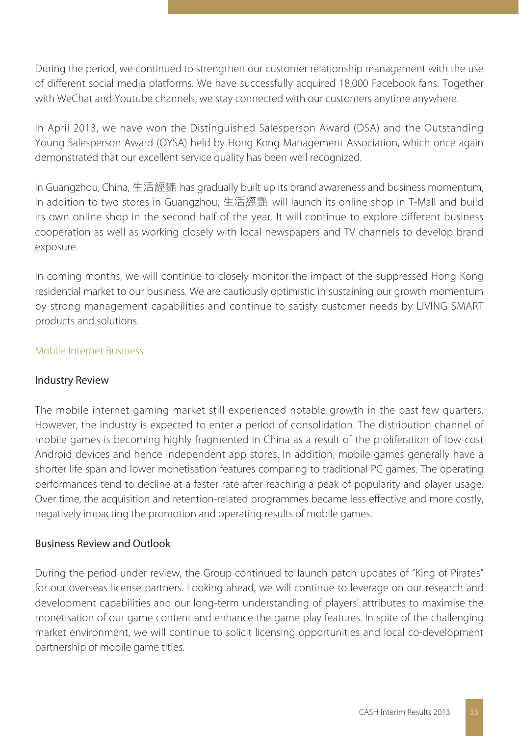During the period, we continued to strengthen our customer relationship management with the use of different social media platforms. We have successfully acquired 18,000 Facebook fans. Together with WeChat and Youtube channels, we stay connected with our customers anytime anywhere.

In April 2013, we have won the Distinguished Salesperson Award (DSA) and the Outstanding Young Salesperson Award (OYSA) held by Hong Kong Management Association, which once again demonstrated that our excellent service quality has been well recognized.

In Guangzhou, China, 生活經艷 has gradually built up its brand awareness and business momentum, In addition to two stores in Guangzhou, 生活經艷 will launch its online shop in T-Mall and build its own online shop in the second half of the year. It will continue to explore different business cooperation as well as working closely with local newspapers and TV channels to develop brand exposure.

In coming months, we will continue to closely monitor the impact of the suppressed Hong Kong residential market to our business. We are cautiously optimistic in sustaining our growth momentum by strong management capabilities and continue to satisfy customer needs by LIVING SMART products and solutions.

## Mobile Internet Business

### Industry Review

The mobile internet gaming market still experienced notable growth in the past few quarters. However, the industry is expected to enter a period of consolidation. The distribution channel of mobile games is becoming highly fragmented in China as a result of the proliferation of low-cost Android devices and hence independent app stores. In addition, mobile games generally have a shorter life span and lower monetisation features comparing to traditional PC games. The operating performances tend to decline at a faster rate after reaching a peak of popularity and player usage. Over time, the acquisition and retention-related programmes became less effective and more costly, negatively impacting the promotion and operating results of mobile games.

### Business Review and Outlook

During the period under review, the Group continued to launch patch updates of "King of Pirates" for our overseas license partners. Looking ahead, we will continue to leverage on our research and development capabilities and our long-term understanding of players' attributes to maximise the monetisation of our game content and enhance the game play features. In spite of the challenging market environment, we will continue to solicit licensing opportunities and local co-development partnership of mobile game titles.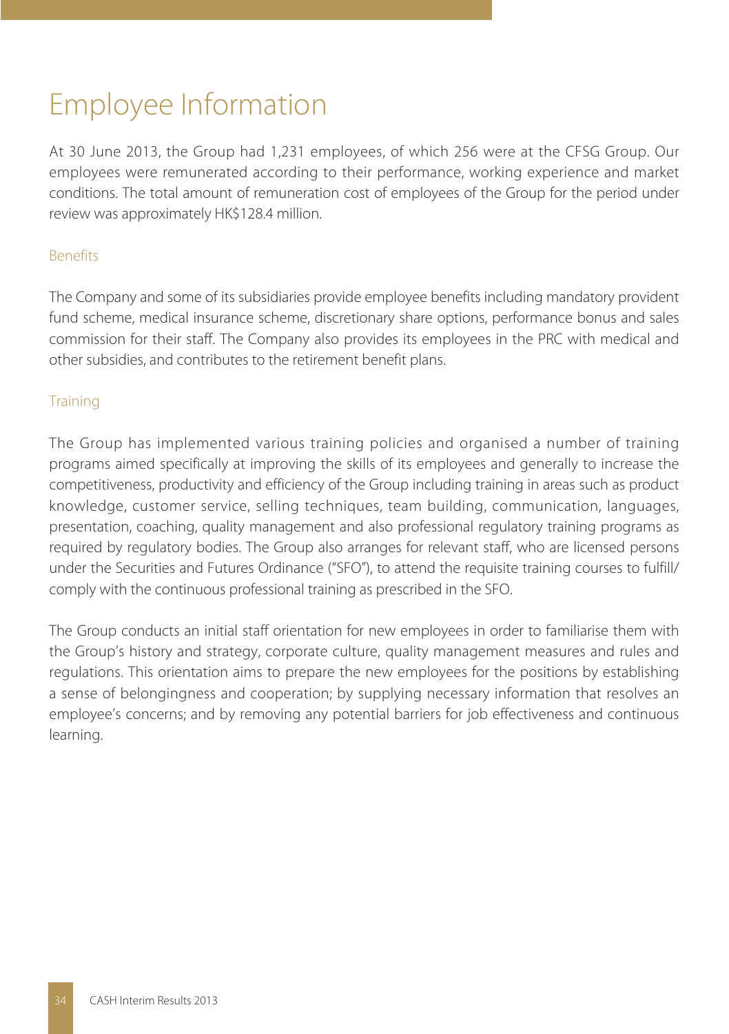# Employee Information

At 30 June 2013, the Group had 1,231 employees, of which 256 were at the CFSG Group. Our employees were remunerated according to their performance, working experience and market conditions. The total amount of remuneration cost of employees of the Group for the period under review was approximately HK$128.4 million.

## Benefits

The Company and some of its subsidiaries provide employee benefits including mandatory provident fund scheme, medical insurance scheme, discretionary share options, performance bonus and sales commission for their staff. The Company also provides its employees in the PRC with medical and other subsidies, and contributes to the retirement benefit plans.

## Training

The Group has implemented various training policies and organised a number of training programs aimed specifically at improving the skills of its employees and generally to increase the competitiveness, productivity and efficiency of the Group including training in areas such as product knowledge, customer service, selling techniques, team building, communication, languages, presentation, coaching, quality management and also professional regulatory training programs as required by regulatory bodies. The Group also arranges for relevant staff, who are licensed persons under the Securities and Futures Ordinance ("SFO"), to attend the requisite training courses to fulfill/comply with the continuous professional training as prescribed in the SFO.

The Group conducts an initial staff orientation for new employees in order to familiarise them with the Group's history and strategy, corporate culture, quality management measures and rules and regulations. This orientation aims to prepare the new employees for the positions by establishing a sense of belongingness and cooperation; by supplying necessary information that resolves an employee's concerns; and by removing any potential barriers for job effectiveness and continuous learning.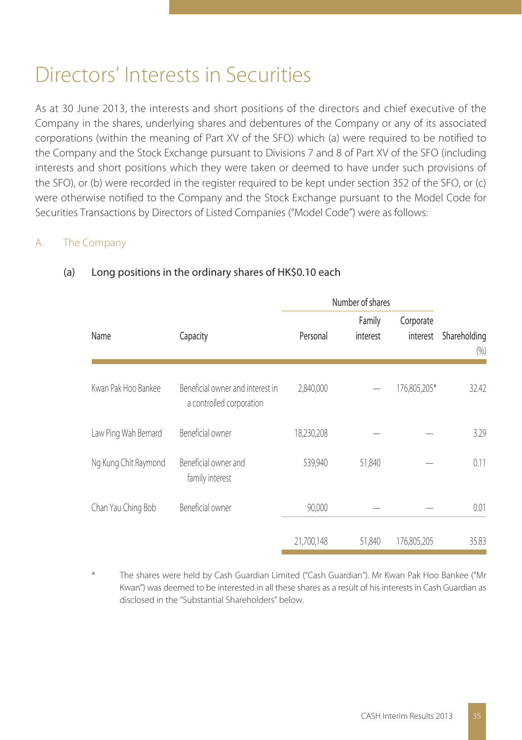# Directors' Interests in Securities

As at 30 June 2013, the interests and short positions of the directors and chief executive of the Company in the shares, underlying shares and debentures of the Company or any of its associated corporations (within the meaning of Part XV of the SFO) which (a) were required to be notified to the Company and the Stock Exchange pursuant to Divisions 7 and 8 of Part XV of the SFO (including interests and short positions which they were taken or deemed to have under such provisions of the SFO), or (b) were recorded in the register required to be kept under section 352 of the SFO, or (c) were otherwise notified to the Company and the Stock Exchange pursuant to the Model Code for Securities Transactions by Directors of Listed Companies ("Model Code") were as follows:

## A. The Company

### (a) Long positions in the ordinary shares of HK$0.10 each

| Name | Capacity | Number of shares | | | Shareholding |
|---|---|---|---|---|---|
| | | Personal | Family interest | Corporate interest | (%) |
| Kwan Pak Hoo Bankee | Beneficial owner and interest in a controlled corporation | 2,840,000 | — | 176,805,205* | 32.42 |
| Law Ping Wah Bernard | Beneficial owner | 18,230,208 | — | — | 3.29 |
| Ng Kung Chit Raymond | Beneficial owner and family interest | 539,940 | 51,840 | — | 0.11 |
| Chan Yau Ching Bob | Beneficial owner | 90,000 | — | — | 0.01 |
| | | 21,700,148 | 51,840 | 176,805,205 | 35.83 |

\* The shares were held by Cash Guardian Limited ("Cash Guardian"). Mr Kwan Pak Hoo Bankee ("Mr Kwan") was deemed to be interested in all these shares as a result of his interests in Cash Guardian as disclosed in the "Substantial Shareholders" below.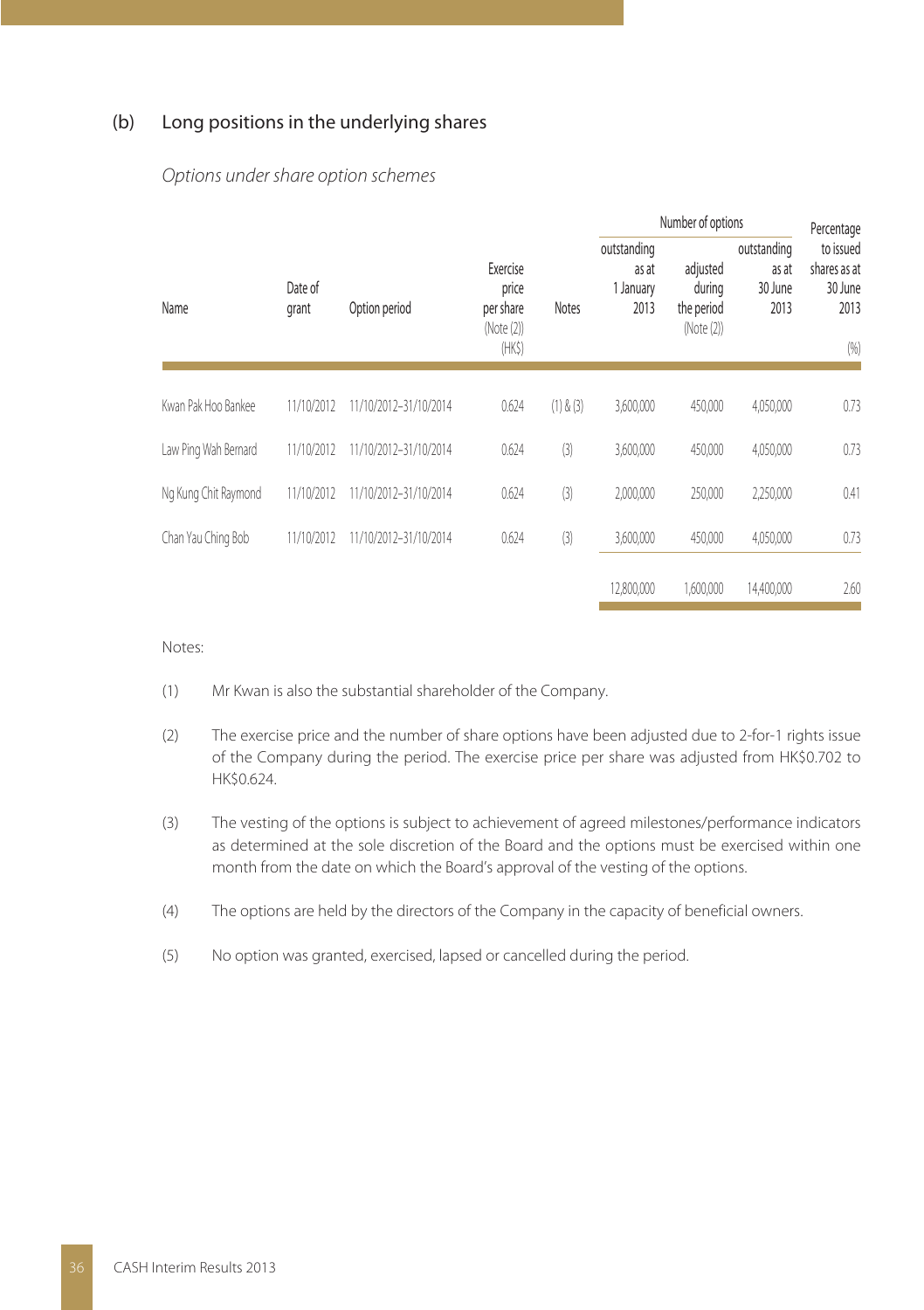## (b) Long positions in the underlying shares

*Options under share option schemes*

| Name | Date of grant | Option period | Exercise price per share (Note (2)) (HK$) | Notes | Number of options: outstanding as at 1 January 2013 | Number of options: adjusted during the period (Note (2)) | Number of options: outstanding as at 30 June 2013 | Percentage to issued shares as at 30 June 2013 (%) |
|---|---|---|---|---|---|---|---|---|
| Kwan Pak Hoo Bankee | 11/10/2012 | 11/10/2012–31/10/2014 | 0.624 | (1) & (3) | 3,600,000 | 450,000 | 4,050,000 | 0.73 |
| Law Ping Wah Bernard | 11/10/2012 | 11/10/2012–31/10/2014 | 0.624 | (3) | 3,600,000 | 450,000 | 4,050,000 | 0.73 |
| Ng Kung Chit Raymond | 11/10/2012 | 11/10/2012–31/10/2014 | 0.624 | (3) | 2,000,000 | 250,000 | 2,250,000 | 0.41 |
| Chan Yau Ching Bob | 11/10/2012 | 11/10/2012–31/10/2014 | 0.624 | (3) | 3,600,000 | 450,000 | 4,050,000 | 0.73 |
| | | | | | 12,800,000 | 1,600,000 | 14,400,000 | 2.60 |

Notes:

(1) Mr Kwan is also the substantial shareholder of the Company.

(2) The exercise price and the number of share options have been adjusted due to 2-for-1 rights issue of the Company during the period. The exercise price per share was adjusted from HK$0.702 to HK$0.624.

(3) The vesting of the options is subject to achievement of agreed milestones/performance indicators as determined at the sole discretion of the Board and the options must be exercised within one month from the date on which the Board's approval of the vesting of the options.

(4) The options are held by the directors of the Company in the capacity of beneficial owners.

(5) No option was granted, exercised, lapsed or cancelled during the period.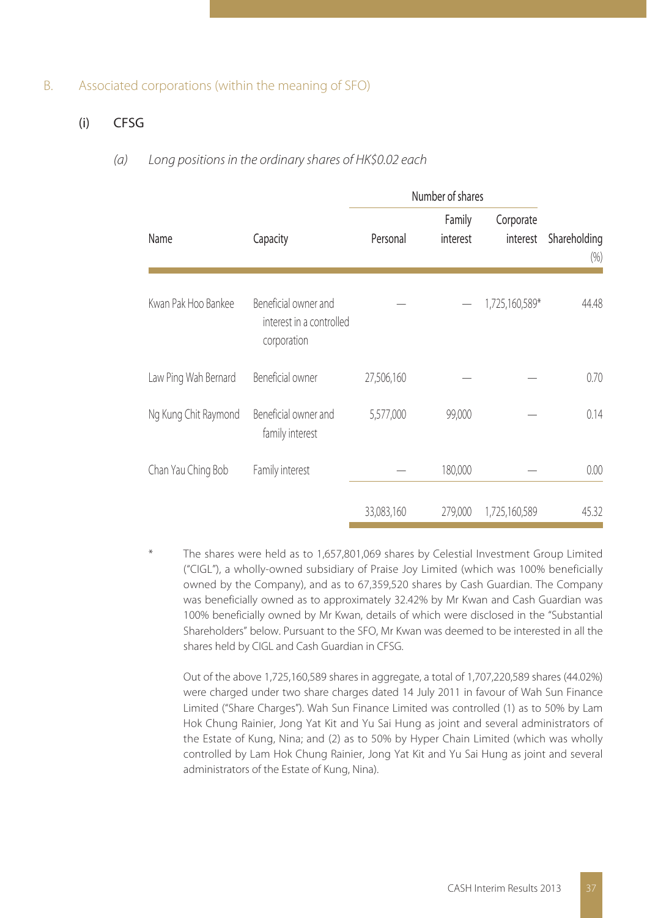## B. Associated corporations (within the meaning of SFO)

### (i) CFSG

*(a) Long positions in the ordinary shares of HK$0.02 each*

| | | Number of shares | | | |
|---|---|---|---|---|---|
| Name | Capacity | Personal | Family interest | Corporate interest | Shareholding (%) |
| Kwan Pak Hoo Bankee | Beneficial owner and interest in a controlled corporation | — | — | 1,725,160,589* | 44.48 |
| Law Ping Wah Bernard | Beneficial owner | 27,506,160 | — | — | 0.70 |
| Ng Kung Chit Raymond | Beneficial owner and family interest | 5,577,000 | 99,000 | — | 0.14 |
| Chan Yau Ching Bob | Family interest | — | 180,000 | — | 0.00 |
| | | 33,083,160 | 279,000 | 1,725,160,589 | 45.32 |

\* The shares were held as to 1,657,801,069 shares by Celestial Investment Group Limited ("CIGL"), a wholly-owned subsidiary of Praise Joy Limited (which was 100% beneficially owned by the Company), and as to 67,359,520 shares by Cash Guardian. The Company was beneficially owned as to approximately 32.42% by Mr Kwan and Cash Guardian was 100% beneficially owned by Mr Kwan, details of which were disclosed in the "Substantial Shareholders" below. Pursuant to the SFO, Mr Kwan was deemed to be interested in all the shares held by CIGL and Cash Guardian in CFSG.

Out of the above 1,725,160,589 shares in aggregate, a total of 1,707,220,589 shares (44.02%) were charged under two share charges dated 14 July 2011 in favour of Wah Sun Finance Limited ("Share Charges"). Wah Sun Finance Limited was controlled (1) as to 50% by Lam Hok Chung Rainier, Jong Yat Kit and Yu Sai Hung as joint and several administrators of the Estate of Kung, Nina; and (2) as to 50% by Hyper Chain Limited (which was wholly controlled by Lam Hok Chung Rainier, Jong Yat Kit and Yu Sai Hung as joint and several administrators of the Estate of Kung, Nina).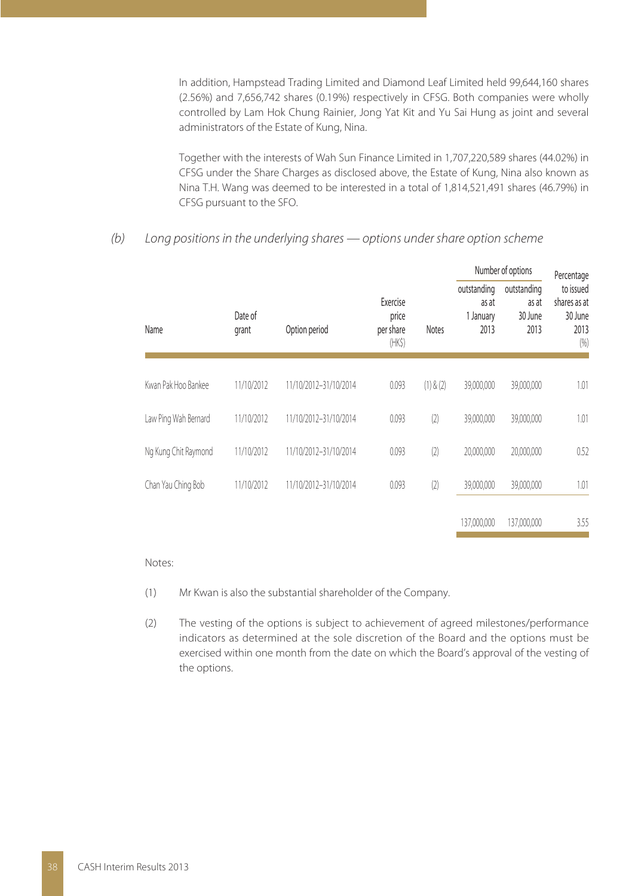In addition, Hampstead Trading Limited and Diamond Leaf Limited held 99,644,160 shares (2.56%) and 7,656,742 shares (0.19%) respectively in CFSG. Both companies were wholly controlled by Lam Hok Chung Rainier, Jong Yat Kit and Yu Sai Hung as joint and several administrators of the Estate of Kung, Nina.

Together with the interests of Wah Sun Finance Limited in 1,707,220,589 shares (44.02%) in CFSG under the Share Charges as disclosed above, the Estate of Kung, Nina also known as Nina T.H. Wang was deemed to be interested in a total of 1,814,521,491 shares (46.79%) in CFSG pursuant to the SFO.

*(b) Long positions in the underlying shares — options under share option scheme*

| Name | Date of grant | Option period | Exercise price per share (HK$) | Notes | Number of options outstanding as at 1 January 2013 | Number of options outstanding as at 30 June 2013 | Percentage to issued shares as at 30 June 2013 (%) |
|---|---|---|---|---|---|---|---|
| Kwan Pak Hoo Bankee | 11/10/2012 | 11/10/2012–31/10/2014 | 0.093 | (1) & (2) | 39,000,000 | 39,000,000 | 1.01 |
| Law Ping Wah Bernard | 11/10/2012 | 11/10/2012–31/10/2014 | 0.093 | (2) | 39,000,000 | 39,000,000 | 1.01 |
| Ng Kung Chit Raymond | 11/10/2012 | 11/10/2012–31/10/2014 | 0.093 | (2) | 20,000,000 | 20,000,000 | 0.52 |
| Chan Yau Ching Bob | 11/10/2012 | 11/10/2012–31/10/2014 | 0.093 | (2) | 39,000,000 | 39,000,000 | 1.01 |
| | | | | | 137,000,000 | 137,000,000 | 3.55 |

Notes:

(1) Mr Kwan is also the substantial shareholder of the Company.

(2) The vesting of the options is subject to achievement of agreed milestones/performance indicators as determined at the sole discretion of the Board and the options must be exercised within one month from the date on which the Board's approval of the vesting of the options.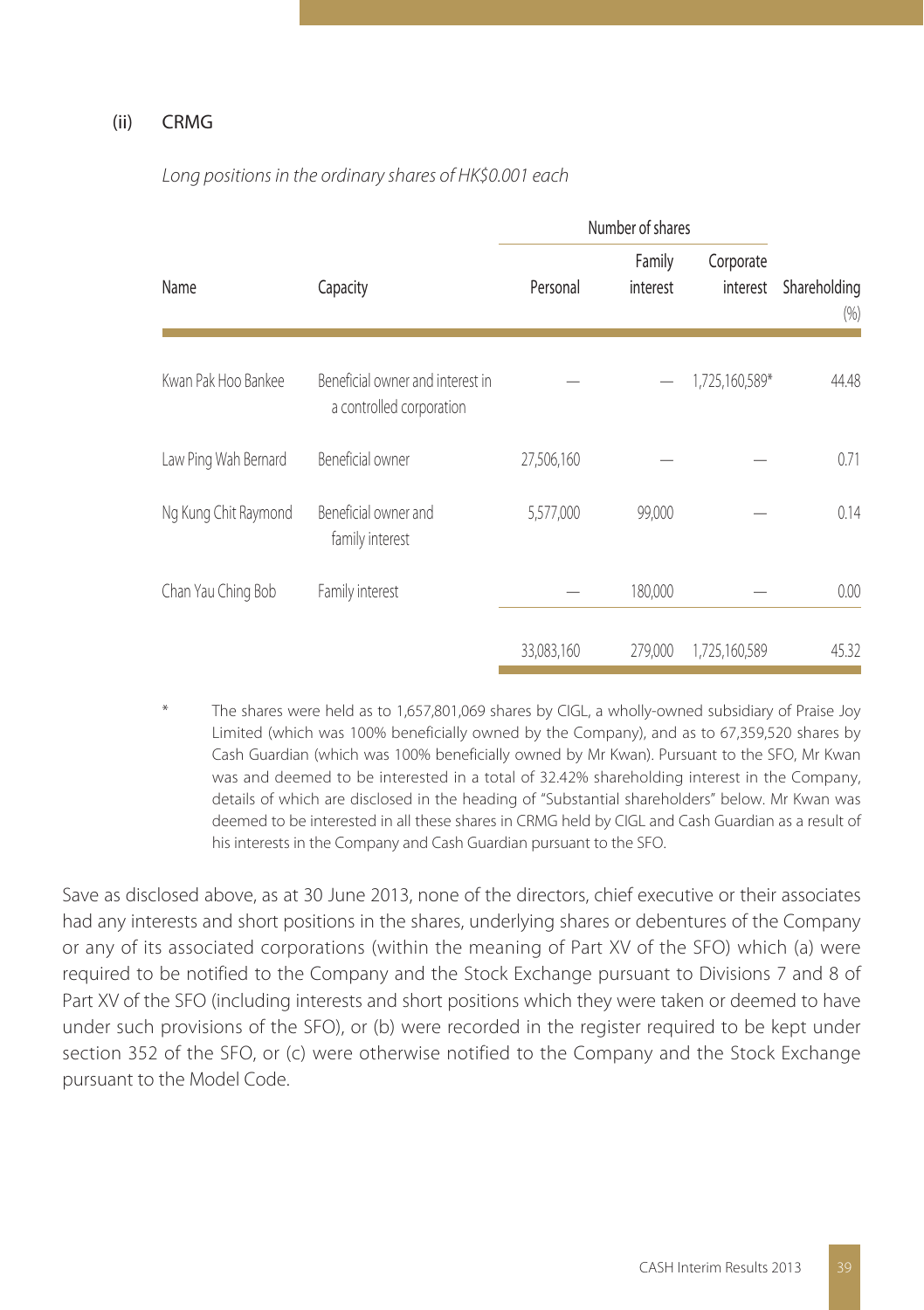### (ii) CRMG

*Long positions in the ordinary shares of HK$0.001 each*

| Name | Capacity | Number of shares | | | Shareholding |
|---|---|---|---|---|---|
| | | Personal | Family interest | Corporate interest | (%) |
| Kwan Pak Hoo Bankee | Beneficial owner and interest in a controlled corporation | — | — | 1,725,160,589* | 44.48 |
| Law Ping Wah Bernard | Beneficial owner | 27,506,160 | — | — | 0.71 |
| Ng Kung Chit Raymond | Beneficial owner and family interest | 5,577,000 | 99,000 | — | 0.14 |
| Chan Yau Ching Bob | Family interest | — | 180,000 | — | 0.00 |
| | | 33,083,160 | 279,000 | 1,725,160,589 | 45.32 |

\* The shares were held as to 1,657,801,069 shares by CIGL, a wholly-owned subsidiary of Praise Joy Limited (which was 100% beneficially owned by the Company), and as to 67,359,520 shares by Cash Guardian (which was 100% beneficially owned by Mr Kwan). Pursuant to the SFO, Mr Kwan was and deemed to be interested in a total of 32.42% shareholding interest in the Company, details of which are disclosed in the heading of "Substantial shareholders" below. Mr Kwan was deemed to be interested in all these shares in CRMG held by CIGL and Cash Guardian as a result of his interests in the Company and Cash Guardian pursuant to the SFO.

Save as disclosed above, as at 30 June 2013, none of the directors, chief executive or their associates had any interests and short positions in the shares, underlying shares or debentures of the Company or any of its associated corporations (within the meaning of Part XV of the SFO) which (a) were required to be notified to the Company and the Stock Exchange pursuant to Divisions 7 and 8 of Part XV of the SFO (including interests and short positions which they were taken or deemed to have under such provisions of the SFO), or (b) were recorded in the register required to be kept under section 352 of the SFO, or (c) were otherwise notified to the Company and the Stock Exchange pursuant to the Model Code.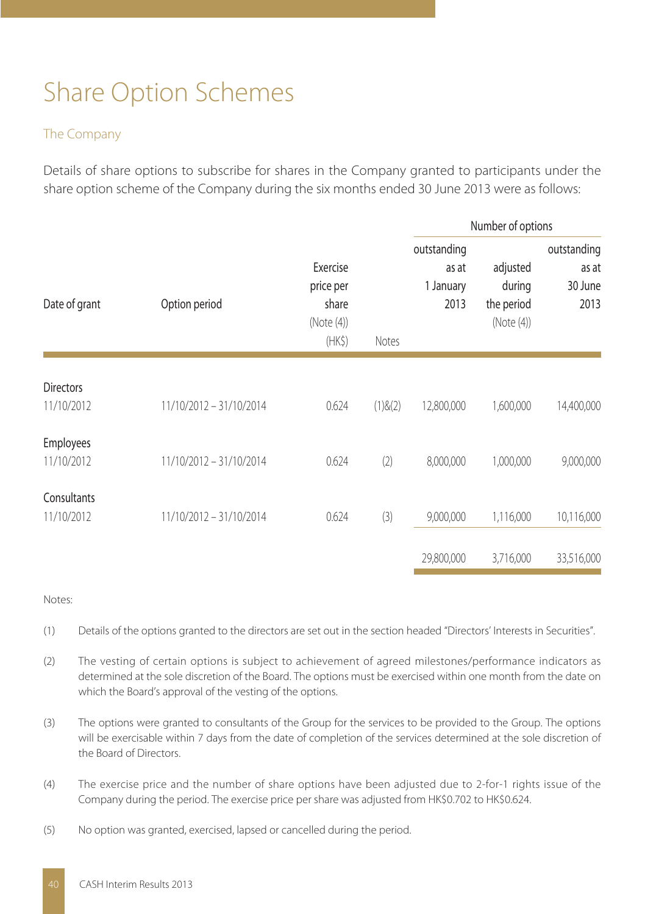# Share Option Schemes

## The Company

Details of share options to subscribe for shares in the Company granted to participants under the share option scheme of the Company during the six months ended 30 June 2013 were as follows:

| Date of grant | Option period | Exercise price per share (Note (4)) (HK$) | Notes | Number of options outstanding as at 1 January 2013 | adjusted during the period (Note (4)) | outstanding as at 30 June 2013 |
|---|---|---|---|---|---|---|
| **Directors** | | | | | | |
| 11/10/2012 | 11/10/2012 – 31/10/2014 | 0.624 | (1)&(2) | 12,800,000 | 1,600,000 | 14,400,000 |
| **Employees** | | | | | | |
| 11/10/2012 | 11/10/2012 – 31/10/2014 | 0.624 | (2) | 8,000,000 | 1,000,000 | 9,000,000 |
| **Consultants** | | | | | | |
| 11/10/2012 | 11/10/2012 – 31/10/2014 | 0.624 | (3) | 9,000,000 | 1,116,000 | 10,116,000 |
| | | | | 29,800,000 | 3,716,000 | 33,516,000 |

Notes:

(1) Details of the options granted to the directors are set out in the section headed "Directors' Interests in Securities".

(2) The vesting of certain options is subject to achievement of agreed milestones/performance indicators as determined at the sole discretion of the Board. The options must be exercised within one month from the date on which the Board's approval of the vesting of the options.

(3) The options were granted to consultants of the Group for the services to be provided to the Group. The options will be exercisable within 7 days from the date of completion of the services determined at the sole discretion of the Board of Directors.

(4) The exercise price and the number of share options have been adjusted due to 2-for-1 rights issue of the Company during the period. The exercise price per share was adjusted from HK$0.702 to HK$0.624.

(5) No option was granted, exercised, lapsed or cancelled during the period.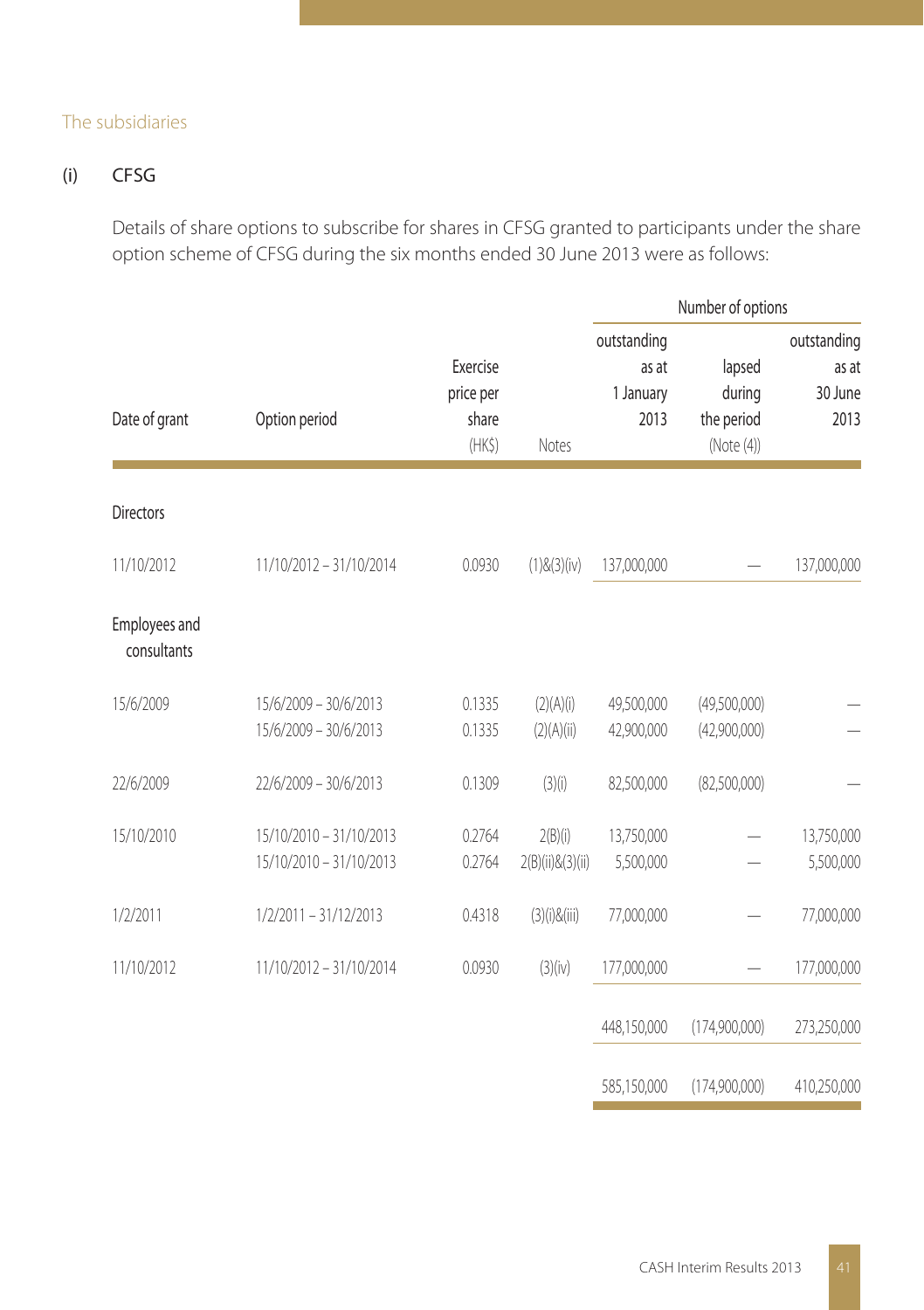## The subsidiaries

### (i) CFSG

Details of share options to subscribe for shares in CFSG granted to participants under the share option scheme of CFSG during the six months ended 30 June 2013 were as follows:

| Date of grant | Option period | Exercise price per share (HK$) | Notes | Number of options | | |
|---|---|---|---|---|---|---|
| | | | | outstanding as at 1 January 2013 | lapsed during the period (Note (4)) | outstanding as at 30 June 2013 |
| **Directors** | | | | | | |
| 11/10/2012 | 11/10/2012 – 31/10/2014 | 0.0930 | (1)&(3)(iv) | 137,000,000 | — | 137,000,000 |
| **Employees and consultants** | | | | | | |
| 15/6/2009 | 15/6/2009 – 30/6/2013 | 0.1335 | (2)(A)(i) | 49,500,000 | (49,500,000) | — |
| | 15/6/2009 – 30/6/2013 | 0.1335 | (2)(A)(ii) | 42,900,000 | (42,900,000) | — |
| 22/6/2009 | 22/6/2009 – 30/6/2013 | 0.1309 | (3)(i) | 82,500,000 | (82,500,000) | — |
| 15/10/2010 | 15/10/2010 – 31/10/2013 | 0.2764 | 2(B)(i) | 13,750,000 | — | 13,750,000 |
| | 15/10/2010 – 31/10/2013 | 0.2764 | 2(B)(ii)&(3)(ii) | 5,500,000 | — | 5,500,000 |
| 1/2/2011 | 1/2/2011 – 31/12/2013 | 0.4318 | (3)(i)&(iii) | 77,000,000 | — | 77,000,000 |
| 11/10/2012 | 11/10/2012 – 31/10/2014 | 0.0930 | (3)(iv) | 177,000,000 | — | 177,000,000 |
| | | | | 448,150,000 | (174,900,000) | 273,250,000 |
| | | | | 585,150,000 | (174,900,000) | 410,250,000 |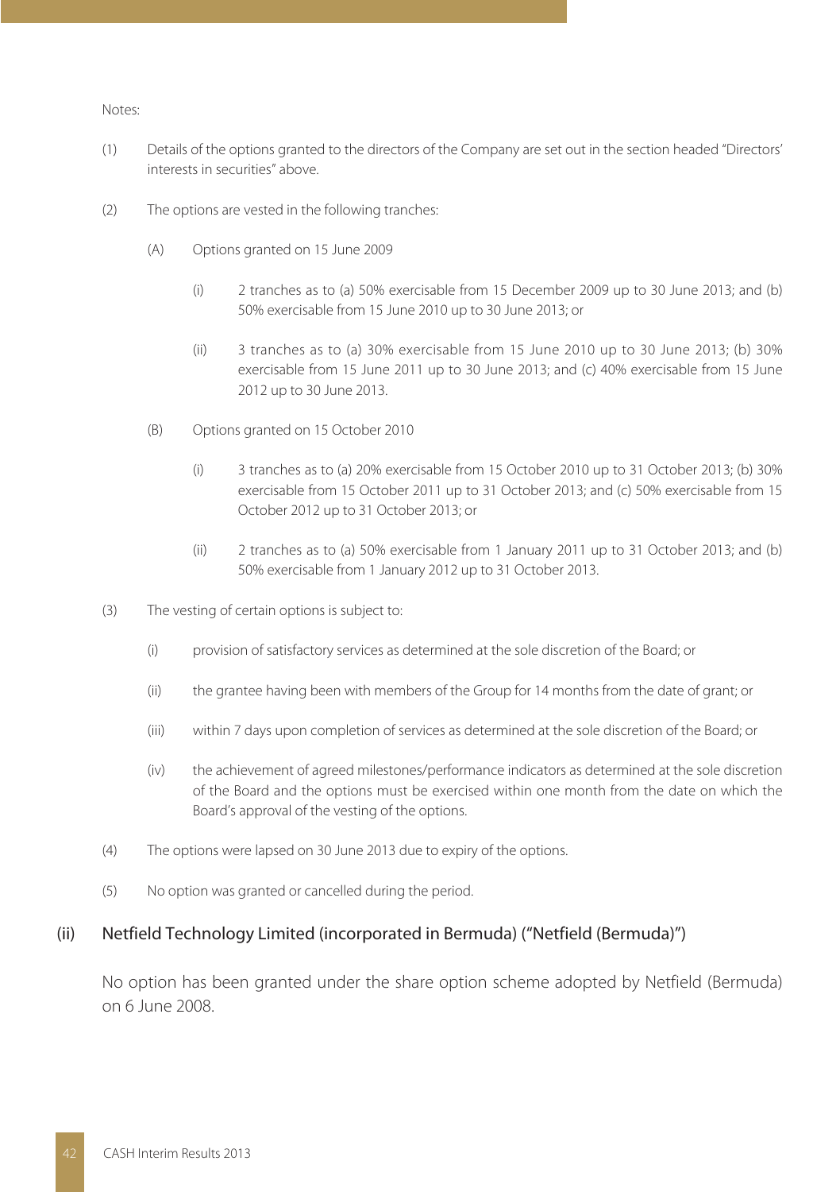Notes:

(1) Details of the options granted to the directors of the Company are set out in the section headed "Directors' interests in securities" above.

(2) The options are vested in the following tranches:

  (A) Options granted on 15 June 2009

    (i) 2 tranches as to (a) 50% exercisable from 15 December 2009 up to 30 June 2013; and (b) 50% exercisable from 15 June 2010 up to 30 June 2013; or

    (ii) 3 tranches as to (a) 30% exercisable from 15 June 2010 up to 30 June 2013; (b) 30% exercisable from 15 June 2011 up to 30 June 2013; and (c) 40% exercisable from 15 June 2012 up to 30 June 2013.

  (B) Options granted on 15 October 2010

    (i) 3 tranches as to (a) 20% exercisable from 15 October 2010 up to 31 October 2013; (b) 30% exercisable from 15 October 2011 up to 31 October 2013; and (c) 50% exercisable from 15 October 2012 up to 31 October 2013; or

    (ii) 2 tranches as to (a) 50% exercisable from 1 January 2011 up to 31 October 2013; and (b) 50% exercisable from 1 January 2012 up to 31 October 2013.

(3) The vesting of certain options is subject to:

  (i) provision of satisfactory services as determined at the sole discretion of the Board; or

  (ii) the grantee having been with members of the Group for 14 months from the date of grant; or

  (iii) within 7 days upon completion of services as determined at the sole discretion of the Board; or

  (iv) the achievement of agreed milestones/performance indicators as determined at the sole discretion of the Board and the options must be exercised within one month from the date on which the Board's approval of the vesting of the options.

(4) The options were lapsed on 30 June 2013 due to expiry of the options.

(5) No option was granted or cancelled during the period.

## (ii) Netfield Technology Limited (incorporated in Bermuda) ("Netfield (Bermuda)")

No option has been granted under the share option scheme adopted by Netfield (Bermuda) on 6 June 2008.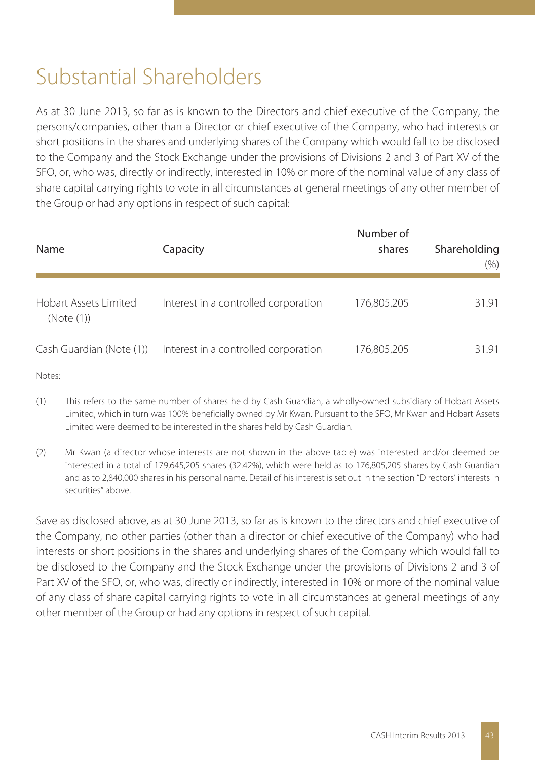# Substantial Shareholders

As at 30 June 2013, so far as is known to the Directors and chief executive of the Company, the persons/companies, other than a Director or chief executive of the Company, who had interests or short positions in the shares and underlying shares of the Company which would fall to be disclosed to the Company and the Stock Exchange under the provisions of Divisions 2 and 3 of Part XV of the SFO, or, who was, directly or indirectly, interested in 10% or more of the nominal value of any class of share capital carrying rights to vote in all circumstances at general meetings of any other member of the Group or had any options in respect of such capital:

| Name | Capacity | Number of shares | Shareholding (%) |
|---|---|---|---|
| Hobart Assets Limited (Note (1)) | Interest in a controlled corporation | 176,805,205 | 31.91 |
| Cash Guardian (Note (1)) | Interest in a controlled corporation | 176,805,205 | 31.91 |

Notes:

(1) This refers to the same number of shares held by Cash Guardian, a wholly-owned subsidiary of Hobart Assets Limited, which in turn was 100% beneficially owned by Mr Kwan. Pursuant to the SFO, Mr Kwan and Hobart Assets Limited were deemed to be interested in the shares held by Cash Guardian.

(2) Mr Kwan (a director whose interests are not shown in the above table) was interested and/or deemed be interested in a total of 179,645,205 shares (32.42%), which were held as to 176,805,205 shares by Cash Guardian and as to 2,840,000 shares in his personal name. Detail of his interest is set out in the section "Directors' interests in securities" above.

Save as disclosed above, as at 30 June 2013, so far as is known to the directors and chief executive of the Company, no other parties (other than a director or chief executive of the Company) who had interests or short positions in the shares and underlying shares of the Company which would fall to be disclosed to the Company and the Stock Exchange under the provisions of Divisions 2 and 3 of Part XV of the SFO, or, who was, directly or indirectly, interested in 10% or more of the nominal value of any class of share capital carrying rights to vote in all circumstances at general meetings of any other member of the Group or had any options in respect of such capital.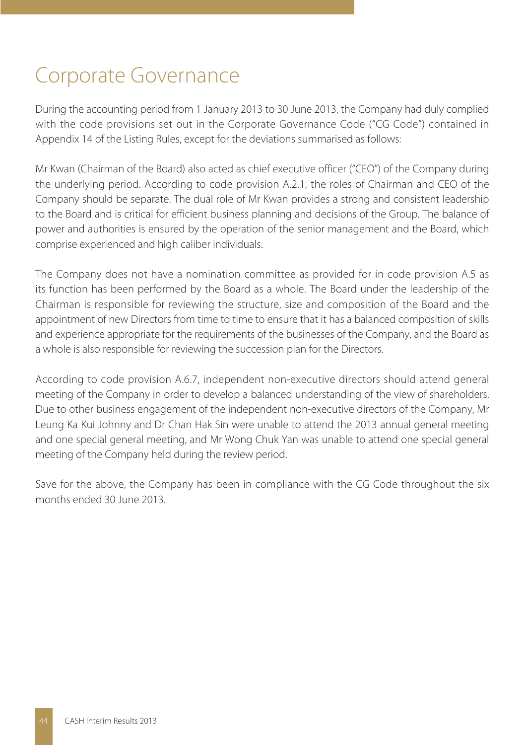# Corporate Governance

During the accounting period from 1 January 2013 to 30 June 2013, the Company had duly complied with the code provisions set out in the Corporate Governance Code ("CG Code") contained in Appendix 14 of the Listing Rules, except for the deviations summarised as follows:

Mr Kwan (Chairman of the Board) also acted as chief executive officer ("CEO") of the Company during the underlying period. According to code provision A.2.1, the roles of Chairman and CEO of the Company should be separate. The dual role of Mr Kwan provides a strong and consistent leadership to the Board and is critical for efficient business planning and decisions of the Group. The balance of power and authorities is ensured by the operation of the senior management and the Board, which comprise experienced and high caliber individuals.

The Company does not have a nomination committee as provided for in code provision A.5 as its function has been performed by the Board as a whole. The Board under the leadership of the Chairman is responsible for reviewing the structure, size and composition of the Board and the appointment of new Directors from time to time to ensure that it has a balanced composition of skills and experience appropriate for the requirements of the businesses of the Company, and the Board as a whole is also responsible for reviewing the succession plan for the Directors.

According to code provision A.6.7, independent non-executive directors should attend general meeting of the Company in order to develop a balanced understanding of the view of shareholders. Due to other business engagement of the independent non-executive directors of the Company, Mr Leung Ka Kui Johnny and Dr Chan Hak Sin were unable to attend the 2013 annual general meeting and one special general meeting, and Mr Wong Chuk Yan was unable to attend one special general meeting of the Company held during the review period.

Save for the above, the Company has been in compliance with the CG Code throughout the six months ended 30 June 2013.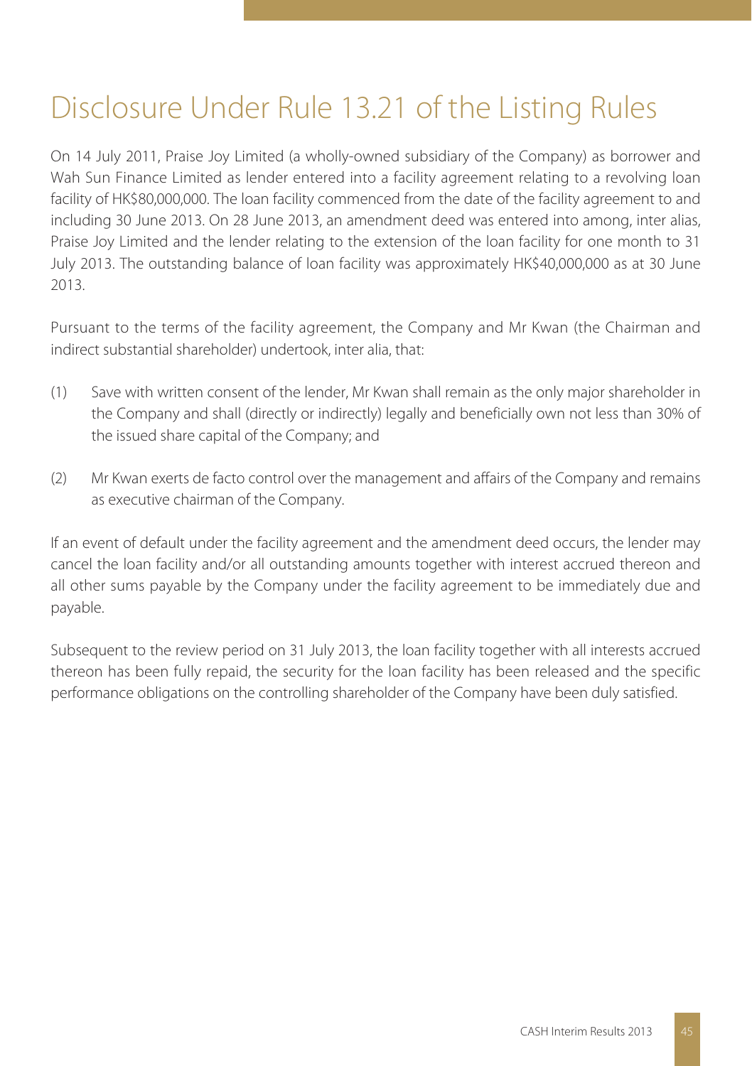# Disclosure Under Rule 13.21 of the Listing Rules

On 14 July 2011, Praise Joy Limited (a wholly-owned subsidiary of the Company) as borrower and Wah Sun Finance Limited as lender entered into a facility agreement relating to a revolving loan facility of HK$80,000,000. The loan facility commenced from the date of the facility agreement to and including 30 June 2013. On 28 June 2013, an amendment deed was entered into among, inter alias, Praise Joy Limited and the lender relating to the extension of the loan facility for one month to 31 July 2013. The outstanding balance of loan facility was approximately HK$40,000,000 as at 30 June 2013.

Pursuant to the terms of the facility agreement, the Company and Mr Kwan (the Chairman and indirect substantial shareholder) undertook, inter alia, that:

(1) Save with written consent of the lender, Mr Kwan shall remain as the only major shareholder in the Company and shall (directly or indirectly) legally and beneficially own not less than 30% of the issued share capital of the Company; and

(2) Mr Kwan exerts de facto control over the management and affairs of the Company and remains as executive chairman of the Company.

If an event of default under the facility agreement and the amendment deed occurs, the lender may cancel the loan facility and/or all outstanding amounts together with interest accrued thereon and all other sums payable by the Company under the facility agreement to be immediately due and payable.

Subsequent to the review period on 31 July 2013, the loan facility together with all interests accrued thereon has been fully repaid, the security for the loan facility has been released and the specific performance obligations on the controlling shareholder of the Company have been duly satisfied.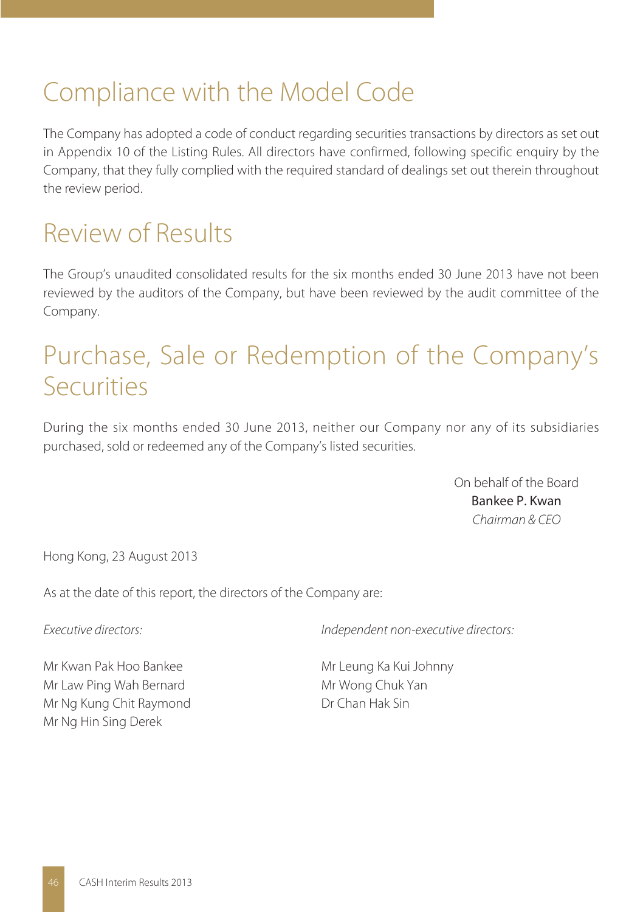# Compliance with the Model Code

The Company has adopted a code of conduct regarding securities transactions by directors as set out in Appendix 10 of the Listing Rules. All directors have confirmed, following specific enquiry by the Company, that they fully complied with the required standard of dealings set out therein throughout the review period.

# Review of Results

The Group's unaudited consolidated results for the six months ended 30 June 2013 have not been reviewed by the auditors of the Company, but have been reviewed by the audit committee of the Company.

# Purchase, Sale or Redemption of the Company's Securities

During the six months ended 30 June 2013, neither our Company nor any of its subsidiaries purchased, sold or redeemed any of the Company's listed securities.

On behalf of the Board
Bankee P. Kwan
*Chairman & CEO*

Hong Kong, 23 August 2013

As at the date of this report, the directors of the Company are:

*Executive directors:*

Mr Kwan Pak Hoo Bankee
Mr Law Ping Wah Bernard
Mr Ng Kung Chit Raymond
Mr Ng Hin Sing Derek

*Independent non-executive directors:*

Mr Leung Ka Kui Johnny
Mr Wong Chuk Yan
Dr Chan Hak Sin